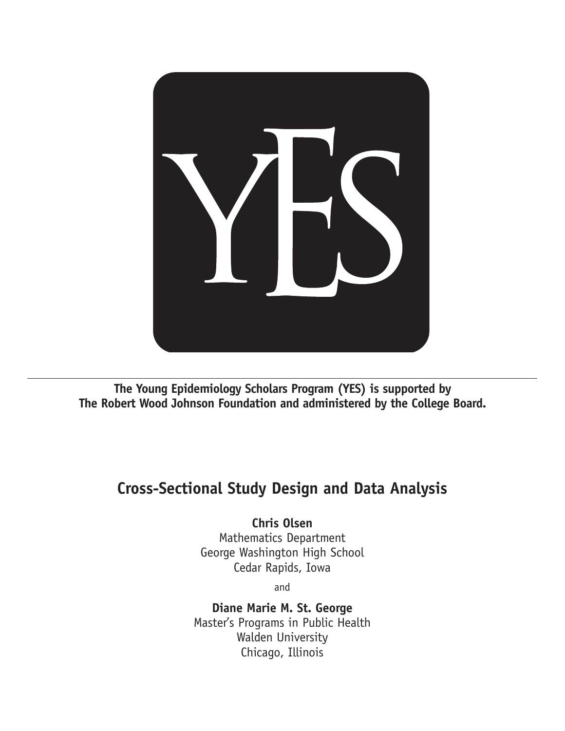YES

**The Young Epidemiology Scholars Program (YES) is supported by The Robert Wood Johnson Foundation and administered by the College Board.**

# Cross-Sectional Study Design and Data Analysis

**Chris Olsen**
Mathematics Department
George Washington High School
Cedar Rapids, Iowa

and

**Diane Marie M. St. George**
Master's Programs in Public Health
Walden University
Chicago, Illinois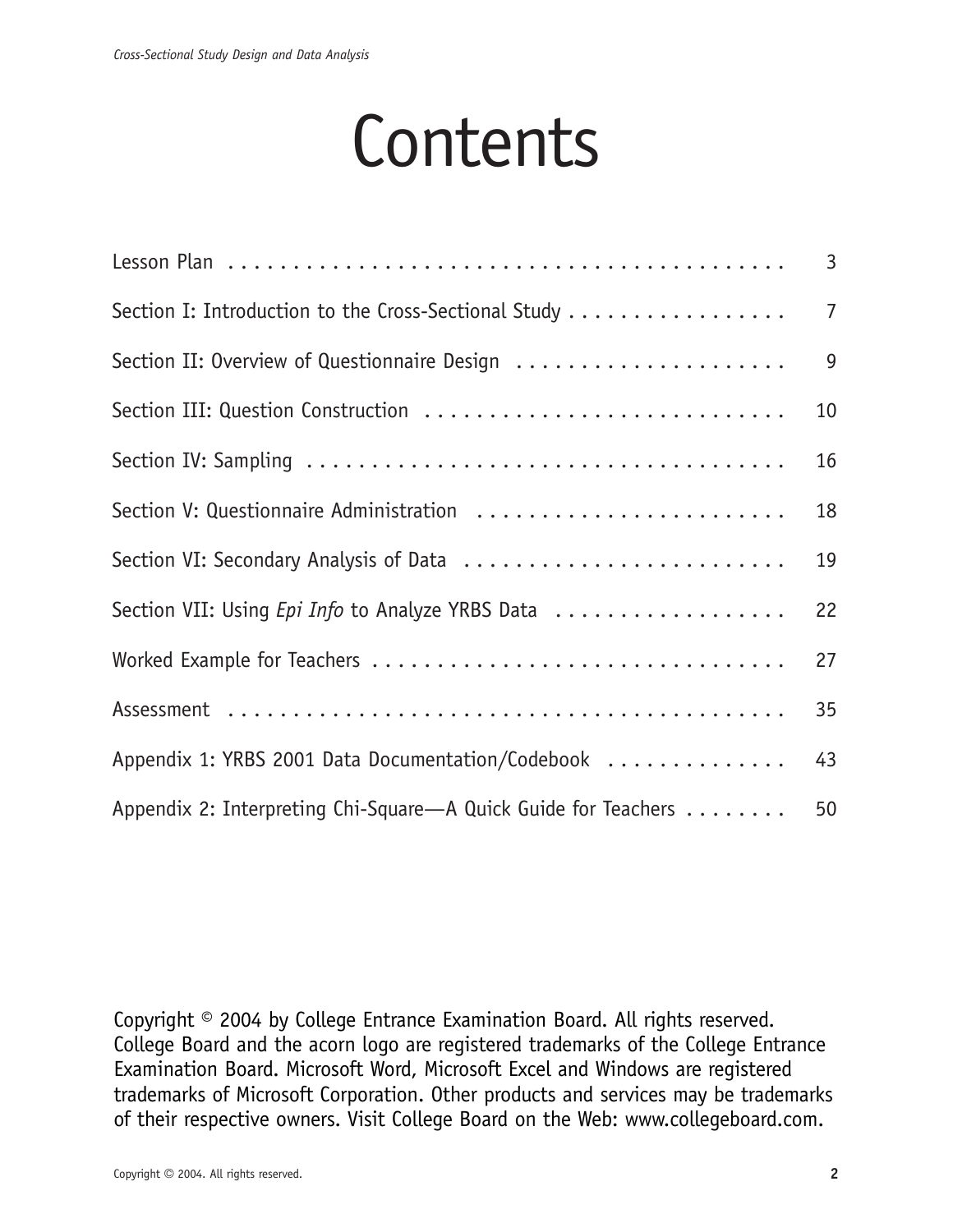# Contents

| | |
|---|---|
| Lesson Plan | 3 |
| Section I: Introduction to the Cross-Sectional Study | 7 |
| Section II: Overview of Questionnaire Design | 9 |
| Section III: Question Construction | 10 |
| Section IV: Sampling | 16 |
| Section V: Questionnaire Administration | 18 |
| Section VI: Secondary Analysis of Data | 19 |
| Section VII: Using *Epi Info* to Analyze YRBS Data | 22 |
| Worked Example for Teachers | 27 |
| Assessment | 35 |
| Appendix 1: YRBS 2001 Data Documentation/Codebook | 43 |
| Appendix 2: Interpreting Chi-Square—A Quick Guide for Teachers | 50 |

Copyright © 2004 by College Entrance Examination Board. All rights reserved. College Board and the acorn logo are registered trademarks of the College Entrance Examination Board. Microsoft Word, Microsoft Excel and Windows are registered trademarks of Microsoft Corporation. Other products and services may be trademarks of their respective owners. Visit College Board on the Web: www.collegeboard.com.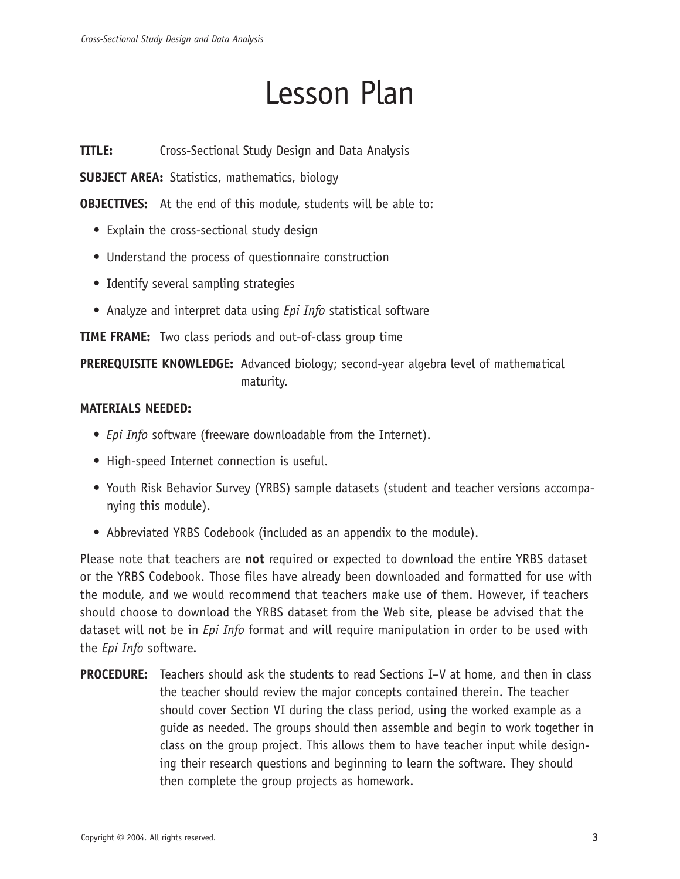# Lesson Plan

**TITLE:** Cross-Sectional Study Design and Data Analysis

**SUBJECT AREA:** Statistics, mathematics, biology

**OBJECTIVES:** At the end of this module, students will be able to:

- Explain the cross-sectional study design
- Understand the process of questionnaire construction
- Identify several sampling strategies
- Analyze and interpret data using *Epi Info* statistical software

**TIME FRAME:** Two class periods and out-of-class group time

**PREREQUISITE KNOWLEDGE:** Advanced biology; second-year algebra level of mathematical maturity.

**MATERIALS NEEDED:**

- *Epi Info* software (freeware downloadable from the Internet).
- High-speed Internet connection is useful.
- Youth Risk Behavior Survey (YRBS) sample datasets (student and teacher versions accompanying this module).
- Abbreviated YRBS Codebook (included as an appendix to the module).

Please note that teachers are **not** required or expected to download the entire YRBS dataset or the YRBS Codebook. Those files have already been downloaded and formatted for use with the module, and we would recommend that teachers make use of them. However, if teachers should choose to download the YRBS dataset from the Web site, please be advised that the dataset will not be in *Epi Info* format and will require manipulation in order to be used with the *Epi Info* software.

**PROCEDURE:** Teachers should ask the students to read Sections I–V at home, and then in class the teacher should review the major concepts contained therein. The teacher should cover Section VI during the class period, using the worked example as a guide as needed. The groups should then assemble and begin to work together in class on the group project. This allows them to have teacher input while designing their research questions and beginning to learn the software. They should then complete the group projects as homework.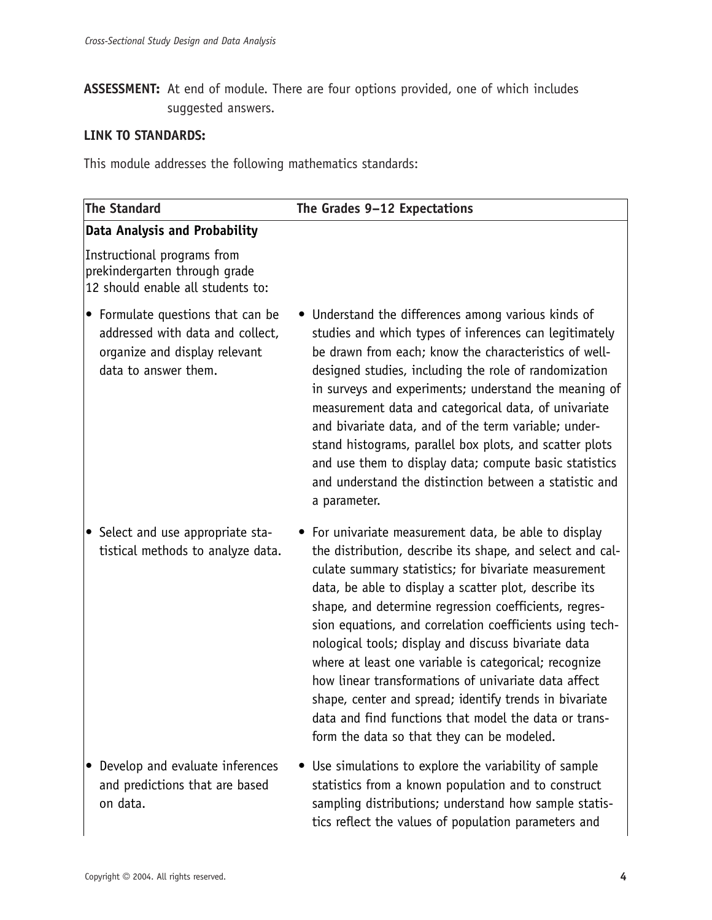**ASSESSMENT:** At end of module. There are four options provided, one of which includes suggested answers.

**LINK TO STANDARDS:**

This module addresses the following mathematics standards:

| The Standard | The Grades 9–12 Expectations |
| --- | --- |
| **Data Analysis and Probability** | |
| Instructional programs from prekindergarten through grade 12 should enable all students to: | |
| • Formulate questions that can be addressed with data and collect, organize and display relevant data to answer them. | • Understand the differences among various kinds of studies and which types of inferences can legitimately be drawn from each; know the characteristics of well-designed studies, including the role of randomization in surveys and experiments; understand the meaning of measurement data and categorical data, of univariate and bivariate data, and of the term variable; understand histograms, parallel box plots, and scatter plots and use them to display data; compute basic statistics and understand the distinction between a statistic and a parameter. |
| • Select and use appropriate statistical methods to analyze data. | • For univariate measurement data, be able to display the distribution, describe its shape, and select and calculate summary statistics; for bivariate measurement data, be able to display a scatter plot, describe its shape, and determine regression coefficients, regression equations, and correlation coefficients using technological tools; display and discuss bivariate data where at least one variable is categorical; recognize how linear transformations of univariate data affect shape, center and spread; identify trends in bivariate data and find functions that model the data or transform the data so that they can be modeled. |
| • Develop and evaluate inferences and predictions that are based on data. | • Use simulations to explore the variability of sample statistics from a known population and to construct sampling distributions; understand how sample statistics reflect the values of population parameters and |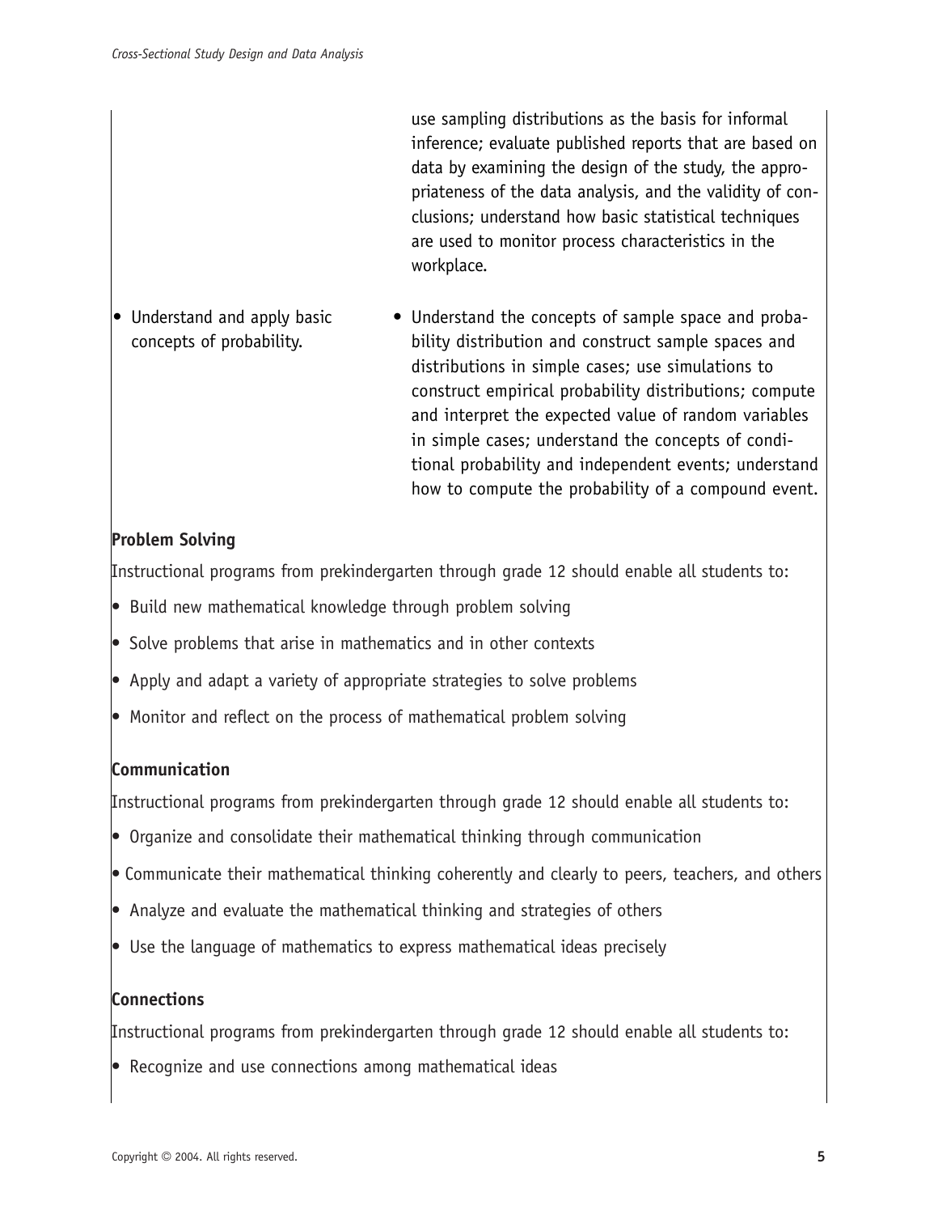| | |
|---|---|
| | use sampling distributions as the basis for informal inference; evaluate published reports that are based on data by examining the design of the study, the appropriateness of the data analysis, and the validity of conclusions; understand how basic statistical techniques are used to monitor process characteristics in the workplace. |
| • Understand and apply basic concepts of probability. | • Understand the concepts of sample space and probability distribution and construct sample spaces and distributions in simple cases; use simulations to construct empirical probability distributions; compute and interpret the expected value of random variables in simple cases; understand the concepts of conditional probability and independent events; understand how to compute the probability of a compound event. |

**Problem Solving**

Instructional programs from prekindergarten through grade 12 should enable all students to:

- Build new mathematical knowledge through problem solving
- Solve problems that arise in mathematics and in other contexts
- Apply and adapt a variety of appropriate strategies to solve problems
- Monitor and reflect on the process of mathematical problem solving

**Communication**

Instructional programs from prekindergarten through grade 12 should enable all students to:

- Organize and consolidate their mathematical thinking through communication
- Communicate their mathematical thinking coherently and clearly to peers, teachers, and others
- Analyze and evaluate the mathematical thinking and strategies of others
- Use the language of mathematics to express mathematical ideas precisely

**Connections**

Instructional programs from prekindergarten through grade 12 should enable all students to:

- Recognize and use connections among mathematical ideas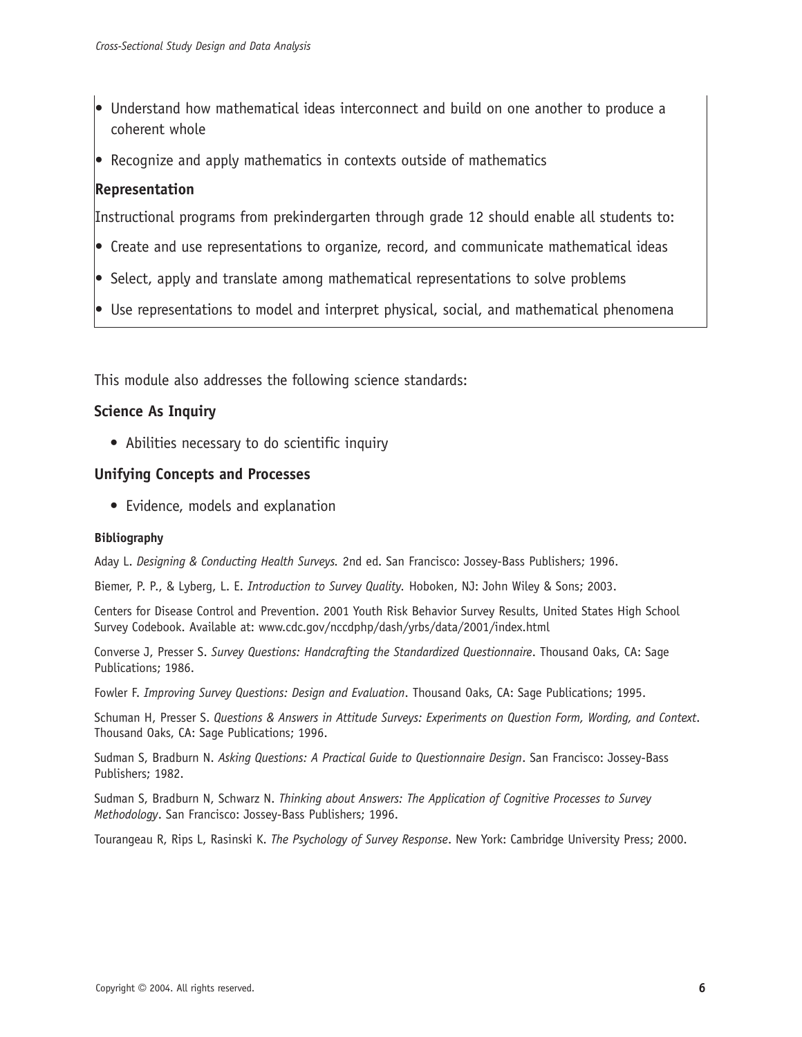- Understand how mathematical ideas interconnect and build on one another to produce a coherent whole
- Recognize and apply mathematics in contexts outside of mathematics

**Representation**

Instructional programs from prekindergarten through grade 12 should enable all students to:

- Create and use representations to organize, record, and communicate mathematical ideas
- Select, apply and translate among mathematical representations to solve problems
- Use representations to model and interpret physical, social, and mathematical phenomena

This module also addresses the following science standards:

### Science As Inquiry

- Abilities necessary to do scientific inquiry

### Unifying Concepts and Processes

- Evidence, models and explanation

#### Bibliography

Aday L. *Designing & Conducting Health Surveys.* 2nd ed. San Francisco: Jossey-Bass Publishers; 1996.

Biemer, P. P., & Lyberg, L. E. *Introduction to Survey Quality.* Hoboken, NJ: John Wiley & Sons; 2003.

Centers for Disease Control and Prevention. 2001 Youth Risk Behavior Survey Results, United States High School Survey Codebook. Available at: www.cdc.gov/nccdphp/dash/yrbs/data/2001/index.html

Converse J, Presser S. *Survey Questions: Handcrafting the Standardized Questionnaire*. Thousand Oaks, CA: Sage Publications; 1986.

Fowler F. *Improving Survey Questions: Design and Evaluation*. Thousand Oaks, CA: Sage Publications; 1995.

Schuman H, Presser S. *Questions & Answers in Attitude Surveys: Experiments on Question Form, Wording, and Context*. Thousand Oaks, CA: Sage Publications; 1996.

Sudman S, Bradburn N. *Asking Questions: A Practical Guide to Questionnaire Design*. San Francisco: Jossey-Bass Publishers; 1982.

Sudman S, Bradburn N, Schwarz N. *Thinking about Answers: The Application of Cognitive Processes to Survey Methodology*. San Francisco: Jossey-Bass Publishers; 1996.

Tourangeau R, Rips L, Rasinski K. *The Psychology of Survey Response*. New York: Cambridge University Press; 2000.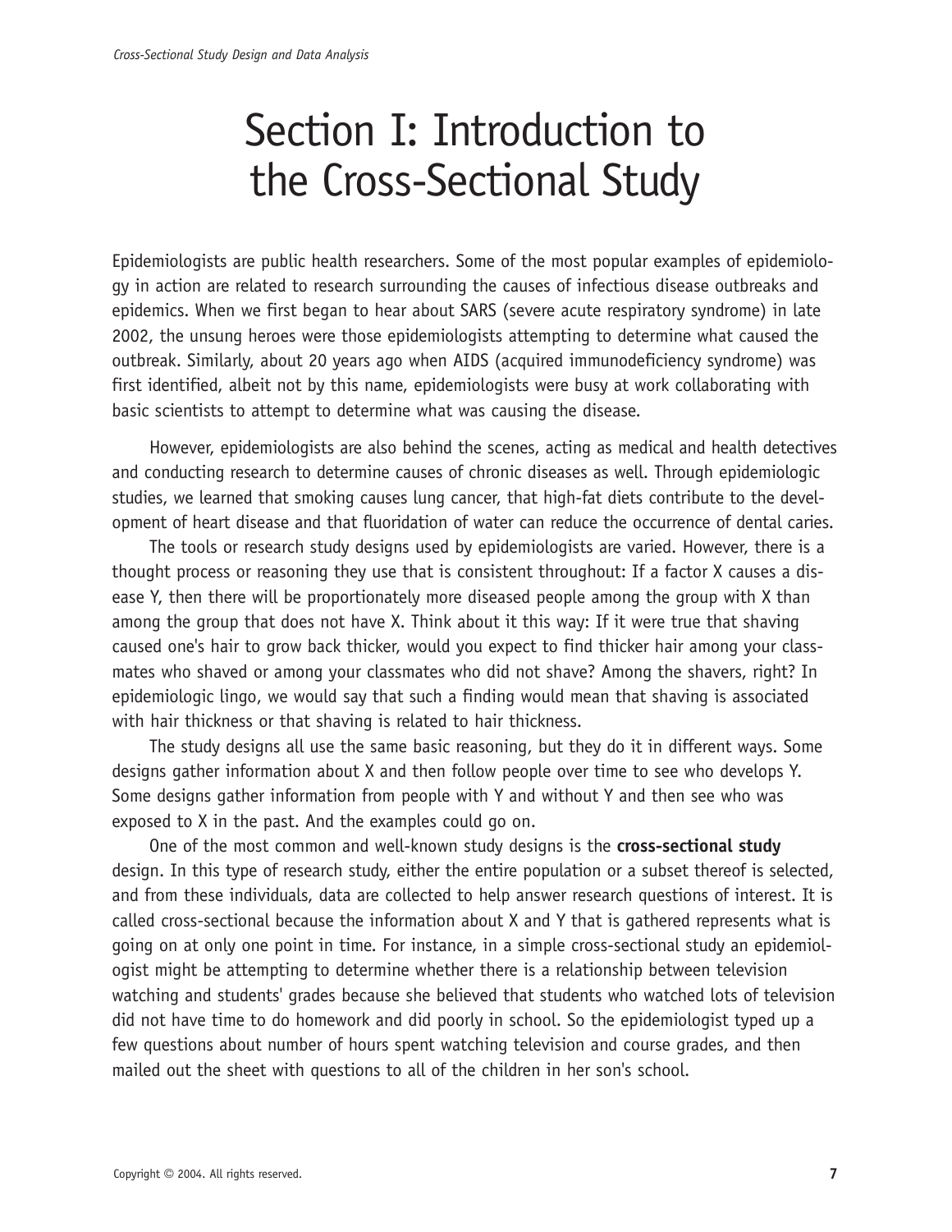# Section I: Introduction to the Cross-Sectional Study

Epidemiologists are public health researchers. Some of the most popular examples of epidemiology in action are related to research surrounding the causes of infectious disease outbreaks and epidemics. When we first began to hear about SARS (severe acute respiratory syndrome) in late 2002, the unsung heroes were those epidemiologists attempting to determine what caused the outbreak. Similarly, about 20 years ago when AIDS (acquired immunodeficiency syndrome) was first identified, albeit not by this name, epidemiologists were busy at work collaborating with basic scientists to attempt to determine what was causing the disease.

However, epidemiologists are also behind the scenes, acting as medical and health detectives and conducting research to determine causes of chronic diseases as well. Through epidemiologic studies, we learned that smoking causes lung cancer, that high-fat diets contribute to the development of heart disease and that fluoridation of water can reduce the occurrence of dental caries.

The tools or research study designs used by epidemiologists are varied. However, there is a thought process or reasoning they use that is consistent throughout: If a factor X causes a disease Y, then there will be proportionately more diseased people among the group with X than among the group that does not have X. Think about it this way: If it were true that shaving caused one's hair to grow back thicker, would you expect to find thicker hair among your classmates who shaved or among your classmates who did not shave? Among the shavers, right? In epidemiologic lingo, we would say that such a finding would mean that shaving is associated with hair thickness or that shaving is related to hair thickness.

The study designs all use the same basic reasoning, but they do it in different ways. Some designs gather information about X and then follow people over time to see who develops Y. Some designs gather information from people with Y and without Y and then see who was exposed to X in the past. And the examples could go on.

One of the most common and well-known study designs is the **cross-sectional study** design. In this type of research study, either the entire population or a subset thereof is selected, and from these individuals, data are collected to help answer research questions of interest. It is called cross-sectional because the information about X and Y that is gathered represents what is going on at only one point in time. For instance, in a simple cross-sectional study an epidemiologist might be attempting to determine whether there is a relationship between television watching and students' grades because she believed that students who watched lots of television did not have time to do homework and did poorly in school. So the epidemiologist typed up a few questions about number of hours spent watching television and course grades, and then mailed out the sheet with questions to all of the children in her son's school.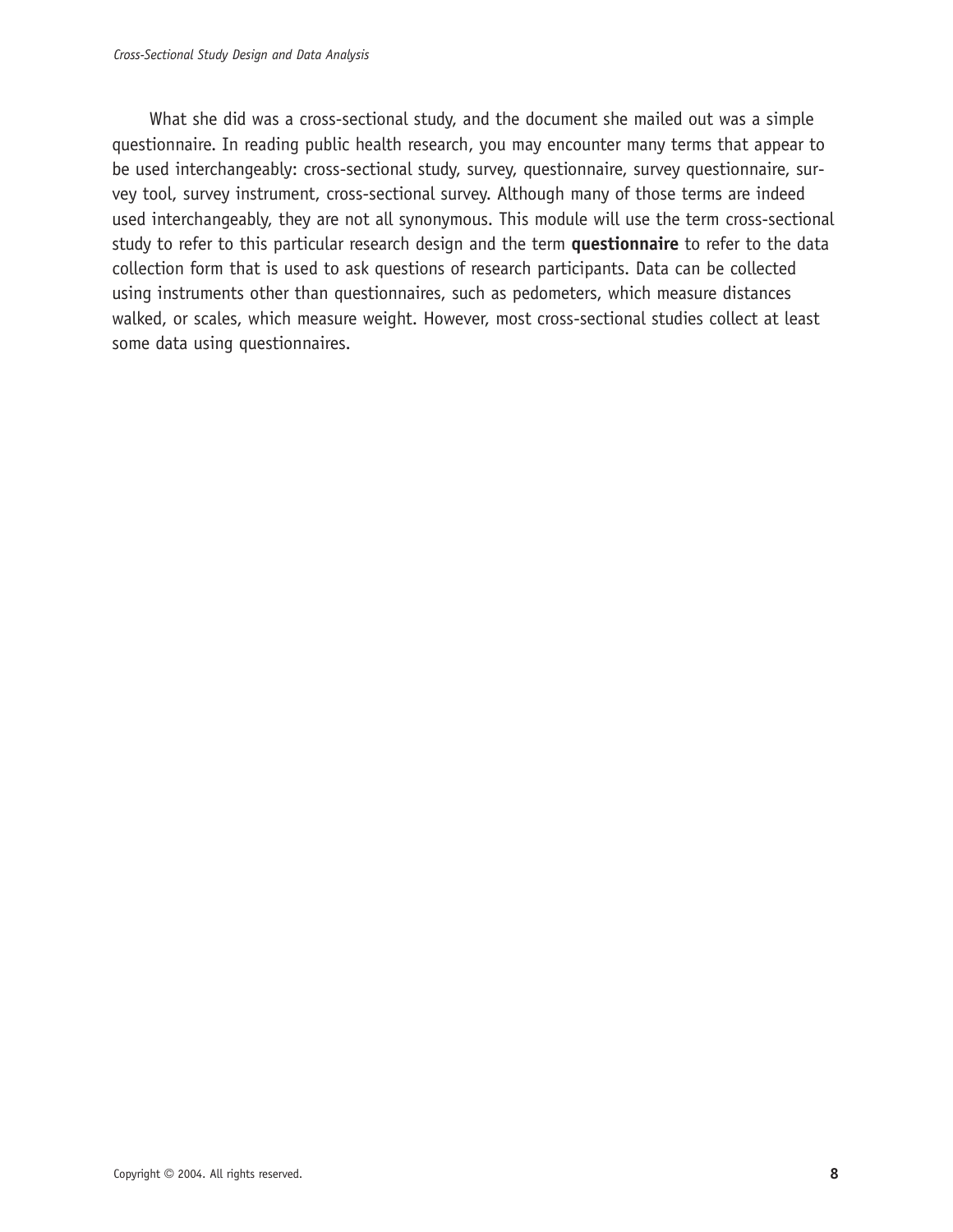What she did was a cross-sectional study, and the document she mailed out was a simple questionnaire. In reading public health research, you may encounter many terms that appear to be used interchangeably: cross-sectional study, survey, questionnaire, survey questionnaire, survey tool, survey instrument, cross-sectional survey. Although many of those terms are indeed used interchangeably, they are not all synonymous. This module will use the term cross-sectional study to refer to this particular research design and the term **questionnaire** to refer to the data collection form that is used to ask questions of research participants. Data can be collected using instruments other than questionnaires, such as pedometers, which measure distances walked, or scales, which measure weight. However, most cross-sectional studies collect at least some data using questionnaires.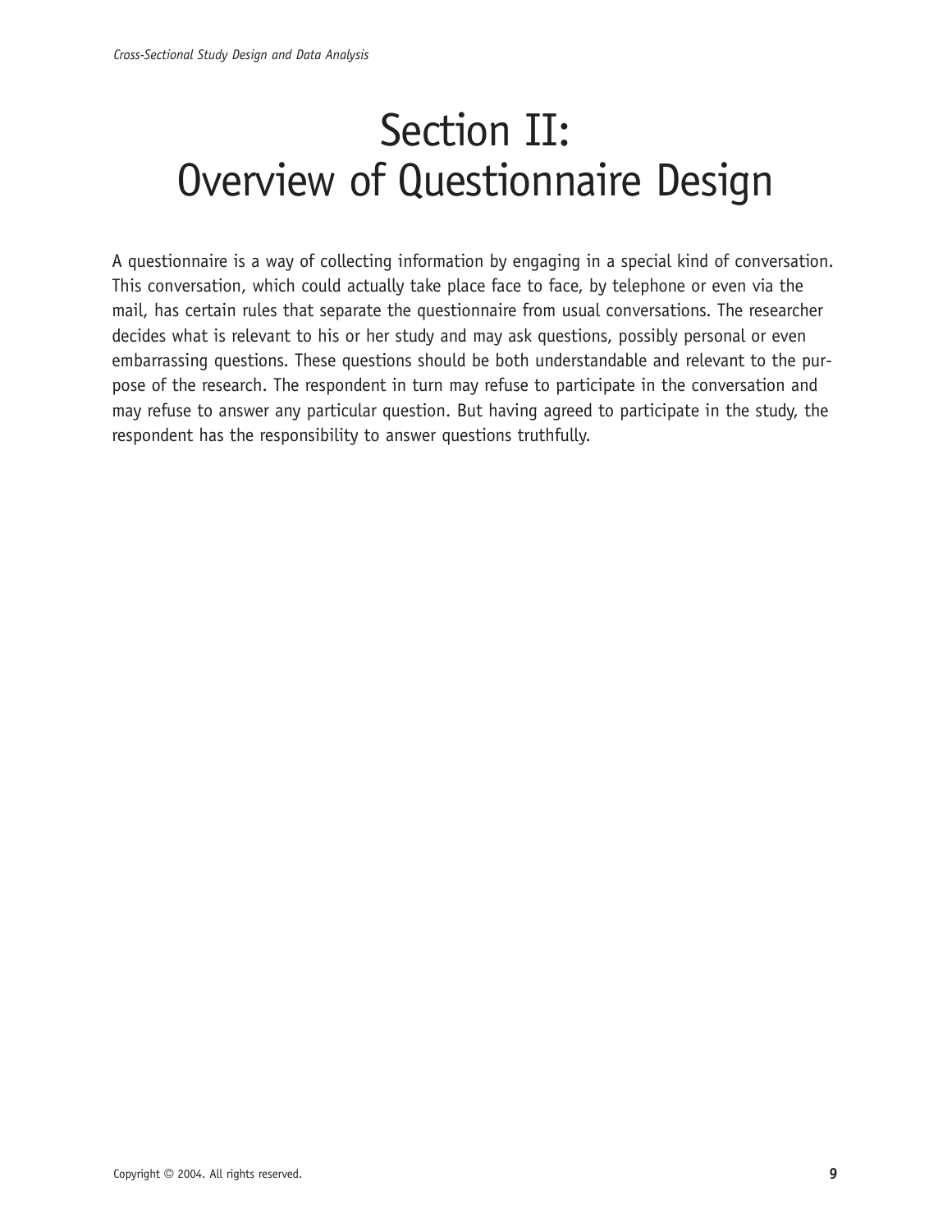# Section II: Overview of Questionnaire Design

A questionnaire is a way of collecting information by engaging in a special kind of conversation. This conversation, which could actually take place face to face, by telephone or even via the mail, has certain rules that separate the questionnaire from usual conversations. The researcher decides what is relevant to his or her study and may ask questions, possibly personal or even embarrassing questions. These questions should be both understandable and relevant to the purpose of the research. The respondent in turn may refuse to participate in the conversation and may refuse to answer any particular question. But having agreed to participate in the study, the respondent has the responsibility to answer questions truthfully.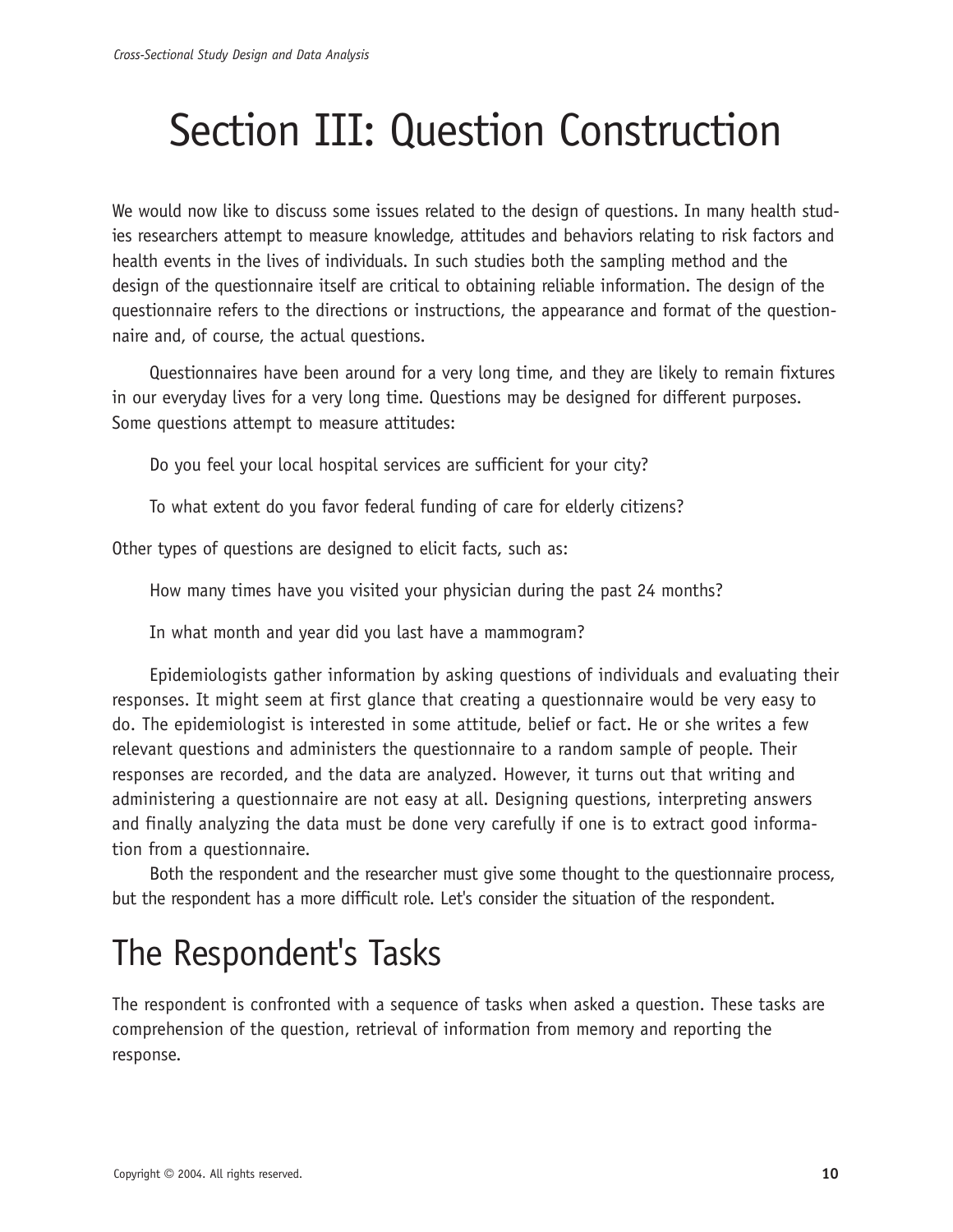# Section III: Question Construction

We would now like to discuss some issues related to the design of questions. In many health studies researchers attempt to measure knowledge, attitudes and behaviors relating to risk factors and health events in the lives of individuals. In such studies both the sampling method and the design of the questionnaire itself are critical to obtaining reliable information. The design of the questionnaire refers to the directions or instructions, the appearance and format of the questionnaire and, of course, the actual questions.

Questionnaires have been around for a very long time, and they are likely to remain fixtures in our everyday lives for a very long time. Questions may be designed for different purposes. Some questions attempt to measure attitudes:

> Do you feel your local hospital services are sufficient for your city?
>
> To what extent do you favor federal funding of care for elderly citizens?

Other types of questions are designed to elicit facts, such as:

> How many times have you visited your physician during the past 24 months?
>
> In what month and year did you last have a mammogram?

Epidemiologists gather information by asking questions of individuals and evaluating their responses. It might seem at first glance that creating a questionnaire would be very easy to do. The epidemiologist is interested in some attitude, belief or fact. He or she writes a few relevant questions and administers the questionnaire to a random sample of people. Their responses are recorded, and the data are analyzed. However, it turns out that writing and administering a questionnaire are not easy at all. Designing questions, interpreting answers and finally analyzing the data must be done very carefully if one is to extract good information from a questionnaire.

Both the respondent and the researcher must give some thought to the questionnaire process, but the respondent has a more difficult role. Let's consider the situation of the respondent.

## The Respondent's Tasks

The respondent is confronted with a sequence of tasks when asked a question. These tasks are comprehension of the question, retrieval of information from memory and reporting the response.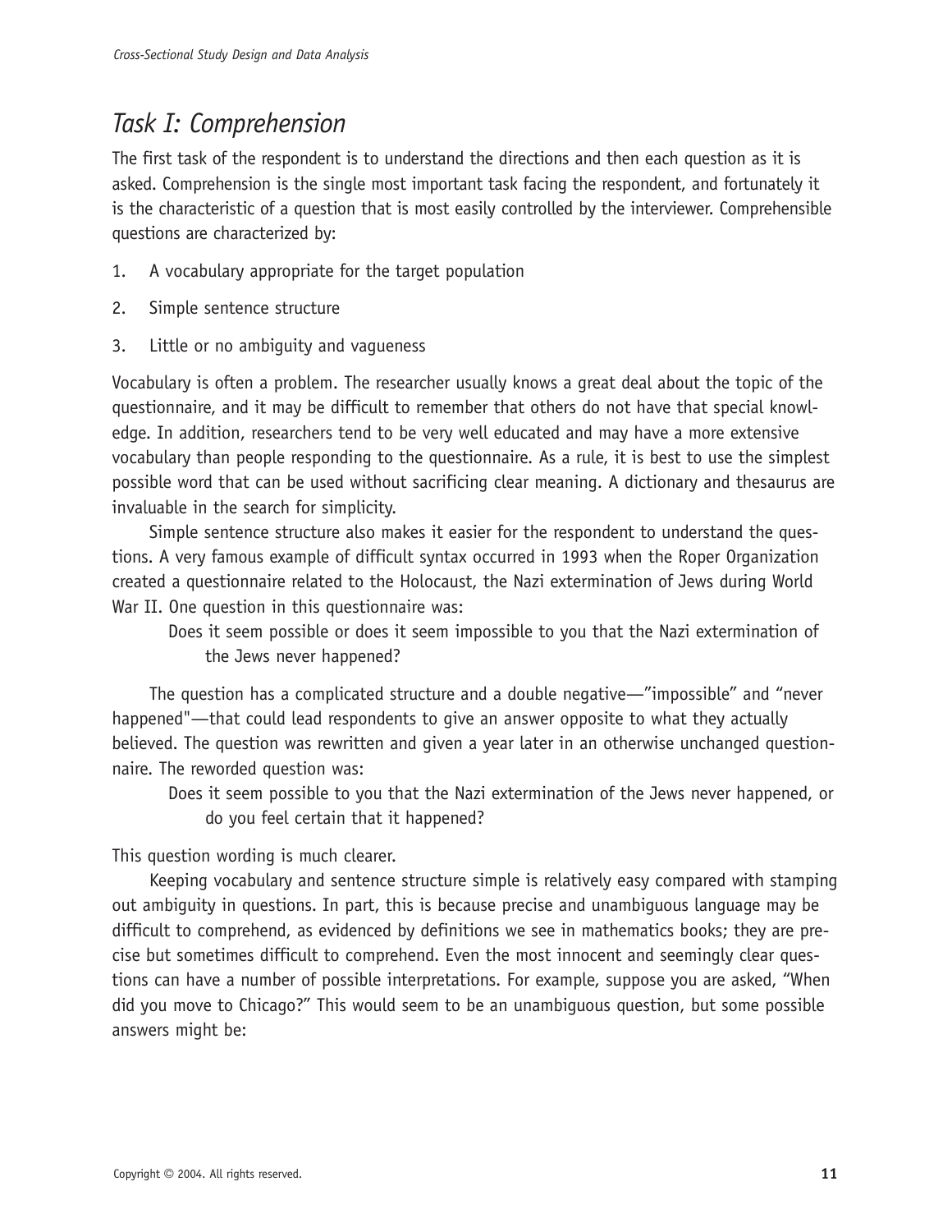## *Task I: Comprehension*

The first task of the respondent is to understand the directions and then each question as it is asked. Comprehension is the single most important task facing the respondent, and fortunately it is the characteristic of a question that is most easily controlled by the interviewer. Comprehensible questions are characterized by:

1. A vocabulary appropriate for the target population
2. Simple sentence structure
3. Little or no ambiguity and vagueness

Vocabulary is often a problem. The researcher usually knows a great deal about the topic of the questionnaire, and it may be difficult to remember that others do not have that special knowledge. In addition, researchers tend to be very well educated and may have a more extensive vocabulary than people responding to the questionnaire. As a rule, it is best to use the simplest possible word that can be used without sacrificing clear meaning. A dictionary and thesaurus are invaluable in the search for simplicity.

Simple sentence structure also makes it easier for the respondent to understand the questions. A very famous example of difficult syntax occurred in 1993 when the Roper Organization created a questionnaire related to the Holocaust, the Nazi extermination of Jews during World War II. One question in this questionnaire was:

> Does it seem possible or does it seem impossible to you that the Nazi extermination of the Jews never happened?

The question has a complicated structure and a double negative—"impossible" and "never happened"—that could lead respondents to give an answer opposite to what they actually believed. The question was rewritten and given a year later in an otherwise unchanged questionnaire. The reworded question was:

> Does it seem possible to you that the Nazi extermination of the Jews never happened, or do you feel certain that it happened?

This question wording is much clearer.

Keeping vocabulary and sentence structure simple is relatively easy compared with stamping out ambiguity in questions. In part, this is because precise and unambiguous language may be difficult to comprehend, as evidenced by definitions we see in mathematics books; they are precise but sometimes difficult to comprehend. Even the most innocent and seemingly clear questions can have a number of possible interpretations. For example, suppose you are asked, "When did you move to Chicago?" This would seem to be an unambiguous question, but some possible answers might be: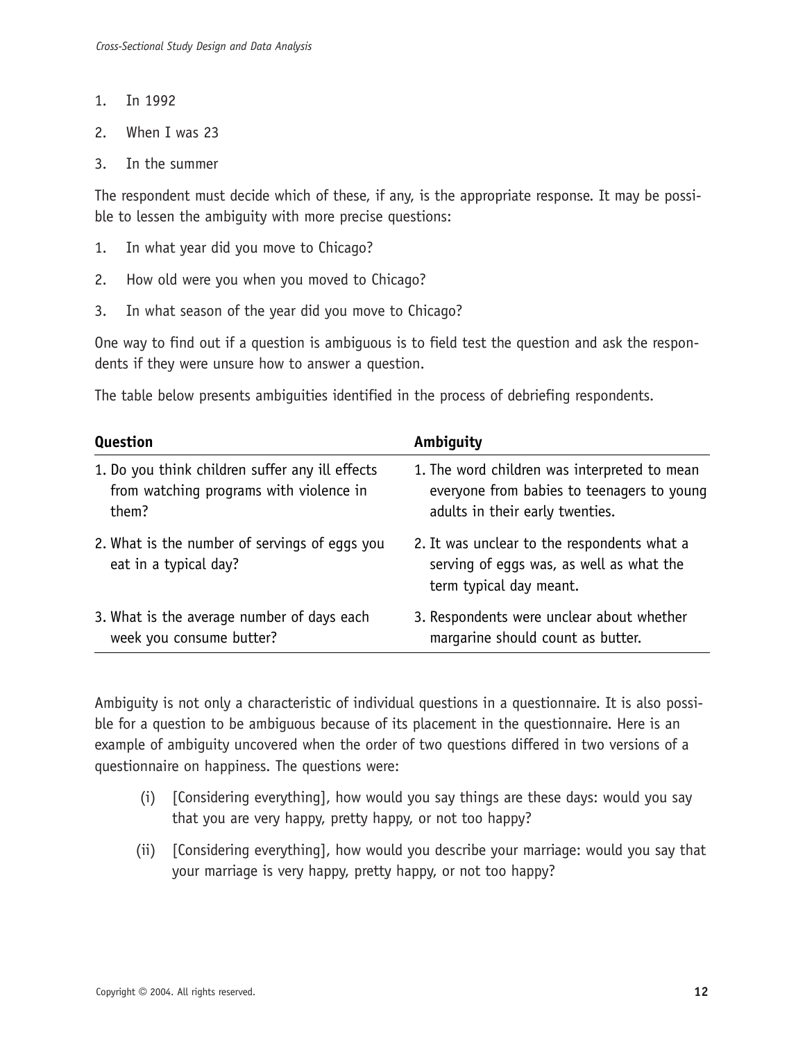1. In 1992
2. When I was 23
3. In the summer

The respondent must decide which of these, if any, is the appropriate response. It may be possible to lessen the ambiguity with more precise questions:

1. In what year did you move to Chicago?
2. How old were you when you moved to Chicago?
3. In what season of the year did you move to Chicago?

One way to find out if a question is ambiguous is to field test the question and ask the respondents if they were unsure how to answer a question.

The table below presents ambiguities identified in the process of debriefing respondents.

| **Question** | **Ambiguity** |
|---|---|
| 1. Do you think children suffer any ill effects from watching programs with violence in them? | 1. The word children was interpreted to mean everyone from babies to teenagers to young adults in their early twenties. |
| 2. What is the number of servings of eggs you eat in a typical day? | 2. It was unclear to the respondents what a serving of eggs was, as well as what the term typical day meant. |
| 3. What is the average number of days each week you consume butter? | 3. Respondents were unclear about whether margarine should count as butter. |

Ambiguity is not only a characteristic of individual questions in a questionnaire. It is also possible for a question to be ambiguous because of its placement in the questionnaire. Here is an example of ambiguity uncovered when the order of two questions differed in two versions of a questionnaire on happiness. The questions were:

(i) [Considering everything], how would you say things are these days: would you say that you are very happy, pretty happy, or not too happy?

(ii) [Considering everything], how would you describe your marriage: would you say that your marriage is very happy, pretty happy, or not too happy?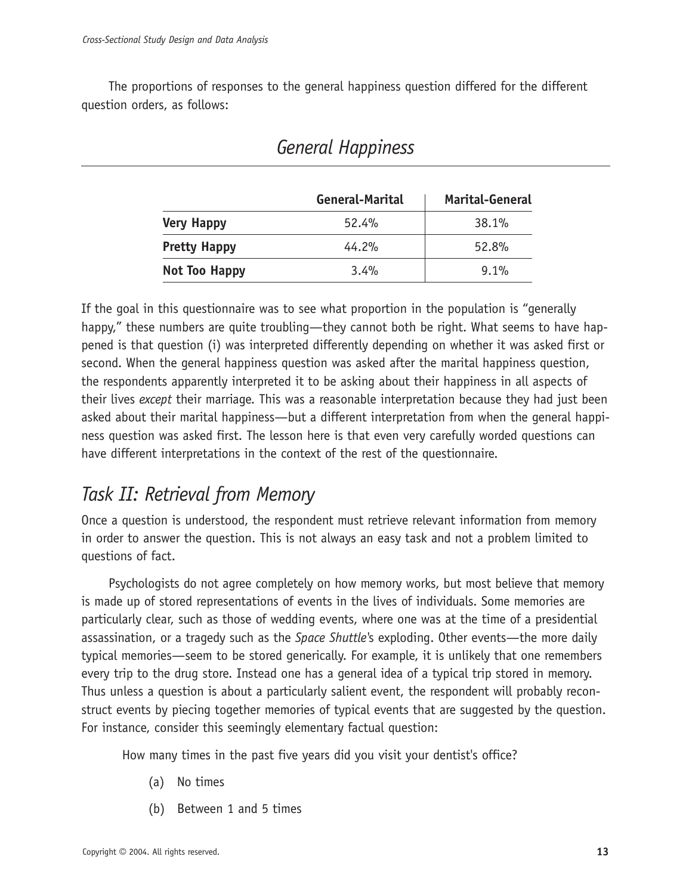The proportions of responses to the general happiness question differed for the different question orders, as follows:

## *General Happiness*

| | General-Marital | Marital-General |
|---|---|---|
| **Very Happy** | 52.4% | 38.1% |
| **Pretty Happy** | 44.2% | 52.8% |
| **Not Too Happy** | 3.4% | 9.1% |

If the goal in this questionnaire was to see what proportion in the population is "generally happy," these numbers are quite troubling—they cannot both be right. What seems to have happened is that question (i) was interpreted differently depending on whether it was asked first or second. When the general happiness question was asked after the marital happiness question, the respondents apparently interpreted it to be asking about their happiness in all aspects of their lives *except* their marriage. This was a reasonable interpretation because they had just been asked about their marital happiness—but a different interpretation from when the general happiness question was asked first. The lesson here is that even very carefully worded questions can have different interpretations in the context of the rest of the questionnaire.

## *Task II: Retrieval from Memory*

Once a question is understood, the respondent must retrieve relevant information from memory in order to answer the question. This is not always an easy task and not a problem limited to questions of fact.

Psychologists do not agree completely on how memory works, but most believe that memory is made up of stored representations of events in the lives of individuals. Some memories are particularly clear, such as those of wedding events, where one was at the time of a presidential assassination, or a tragedy such as the *Space Shuttle*'s exploding. Other events—the more daily typical memories—seem to be stored generically. For example, it is unlikely that one remembers every trip to the drug store. Instead one has a general idea of a typical trip stored in memory. Thus unless a question is about a particularly salient event, the respondent will probably reconstruct events by piecing together memories of typical events that are suggested by the question. For instance, consider this seemingly elementary factual question:

How many times in the past five years did you visit your dentist's office?

(a) No times

(b) Between 1 and 5 times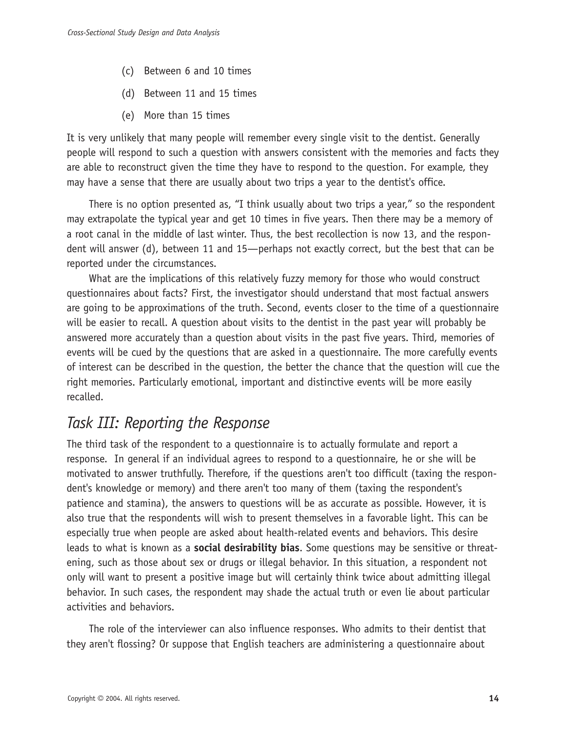(c) Between 6 and 10 times

(d) Between 11 and 15 times

(e) More than 15 times

It is very unlikely that many people will remember every single visit to the dentist. Generally people will respond to such a question with answers consistent with the memories and facts they are able to reconstruct given the time they have to respond to the question. For example, they may have a sense that there are usually about two trips a year to the dentist's office.

There is no option presented as, "I think usually about two trips a year," so the respondent may extrapolate the typical year and get 10 times in five years. Then there may be a memory of a root canal in the middle of last winter. Thus, the best recollection is now 13, and the respondent will answer (d), between 11 and 15—perhaps not exactly correct, but the best that can be reported under the circumstances.

What are the implications of this relatively fuzzy memory for those who would construct questionnaires about facts? First, the investigator should understand that most factual answers are going to be approximations of the truth. Second, events closer to the time of a questionnaire will be easier to recall. A question about visits to the dentist in the past year will probably be answered more accurately than a question about visits in the past five years. Third, memories of events will be cued by the questions that are asked in a questionnaire. The more carefully events of interest can be described in the question, the better the chance that the question will cue the right memories. Particularly emotional, important and distinctive events will be more easily recalled.

## *Task III: Reporting the Response*

The third task of the respondent to a questionnaire is to actually formulate and report a response. In general if an individual agrees to respond to a questionnaire, he or she will be motivated to answer truthfully. Therefore, if the questions aren't too difficult (taxing the respondent's knowledge or memory) and there aren't too many of them (taxing the respondent's patience and stamina), the answers to questions will be as accurate as possible. However, it is also true that the respondents will wish to present themselves in a favorable light. This can be especially true when people are asked about health-related events and behaviors. This desire leads to what is known as a **social desirability bias**. Some questions may be sensitive or threatening, such as those about sex or drugs or illegal behavior. In this situation, a respondent not only will want to present a positive image but will certainly think twice about admitting illegal behavior. In such cases, the respondent may shade the actual truth or even lie about particular activities and behaviors.

The role of the interviewer can also influence responses. Who admits to their dentist that they aren't flossing? Or suppose that English teachers are administering a questionnaire about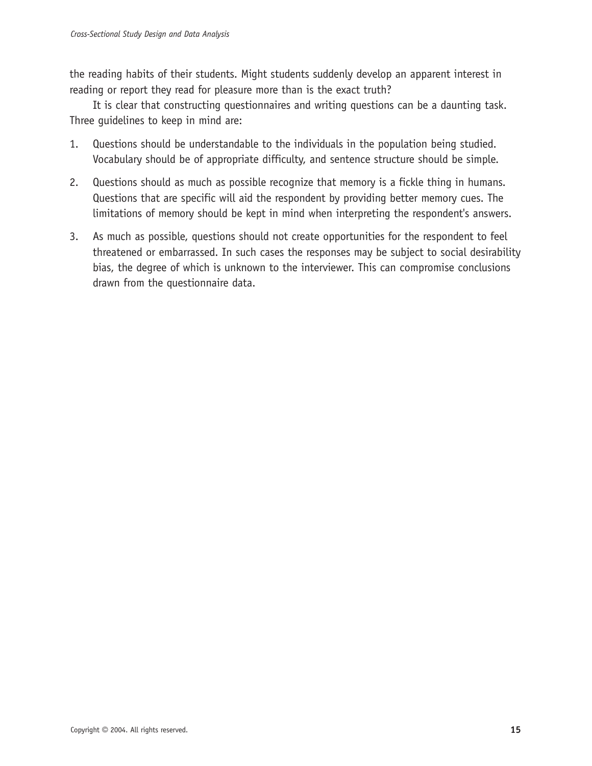the reading habits of their students. Might students suddenly develop an apparent interest in reading or report they read for pleasure more than is the exact truth?

It is clear that constructing questionnaires and writing questions can be a daunting task. Three guidelines to keep in mind are:

1. Questions should be understandable to the individuals in the population being studied. Vocabulary should be of appropriate difficulty, and sentence structure should be simple.

2. Questions should as much as possible recognize that memory is a fickle thing in humans. Questions that are specific will aid the respondent by providing better memory cues. The limitations of memory should be kept in mind when interpreting the respondent's answers.

3. As much as possible, questions should not create opportunities for the respondent to feel threatened or embarrassed. In such cases the responses may be subject to social desirability bias, the degree of which is unknown to the interviewer. This can compromise conclusions drawn from the questionnaire data.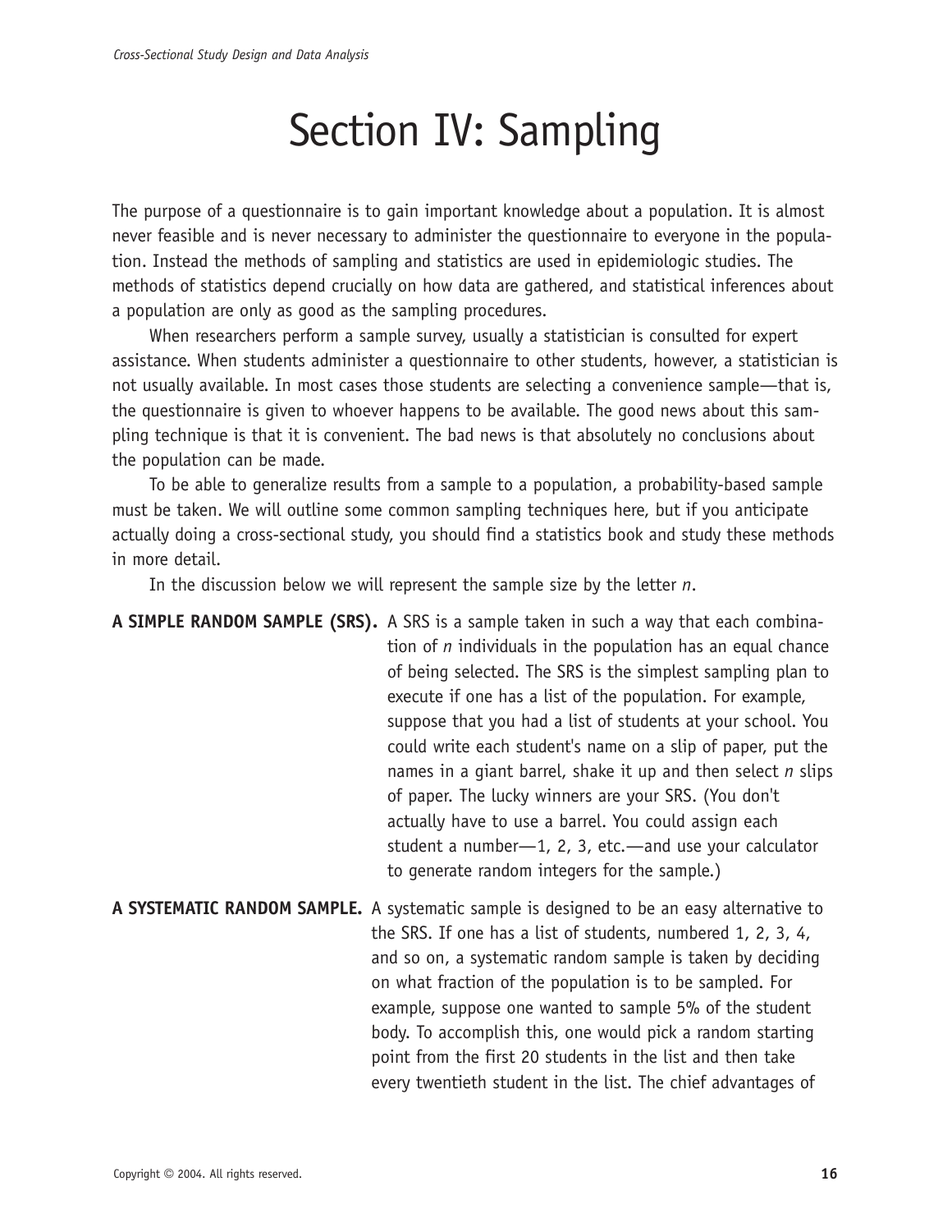# Section IV: Sampling

The purpose of a questionnaire is to gain important knowledge about a population. It is almost never feasible and is never necessary to administer the questionnaire to everyone in the population. Instead the methods of sampling and statistics are used in epidemiologic studies. The methods of statistics depend crucially on how data are gathered, and statistical inferences about a population are only as good as the sampling procedures.

When researchers perform a sample survey, usually a statistician is consulted for expert assistance. When students administer a questionnaire to other students, however, a statistician is not usually available. In most cases those students are selecting a convenience sample—that is, the questionnaire is given to whoever happens to be available. The good news about this sampling technique is that it is convenient. The bad news is that absolutely no conclusions about the population can be made.

To be able to generalize results from a sample to a population, a probability-based sample must be taken. We will outline some common sampling techniques here, but if you anticipate actually doing a cross-sectional study, you should find a statistics book and study these methods in more detail.

In the discussion below we will represent the sample size by the letter *n*.

**A SIMPLE RANDOM SAMPLE (SRS).** A SRS is a sample taken in such a way that each combination of *n* individuals in the population has an equal chance of being selected. The SRS is the simplest sampling plan to execute if one has a list of the population. For example, suppose that you had a list of students at your school. You could write each student's name on a slip of paper, put the names in a giant barrel, shake it up and then select *n* slips of paper. The lucky winners are your SRS. (You don't actually have to use a barrel. You could assign each student a number—1, 2, 3, etc.—and use your calculator to generate random integers for the sample.)

**A SYSTEMATIC RANDOM SAMPLE.** A systematic sample is designed to be an easy alternative to the SRS. If one has a list of students, numbered 1, 2, 3, 4, and so on, a systematic random sample is taken by deciding on what fraction of the population is to be sampled. For example, suppose one wanted to sample 5% of the student body. To accomplish this, one would pick a random starting point from the first 20 students in the list and then take every twentieth student in the list. The chief advantages of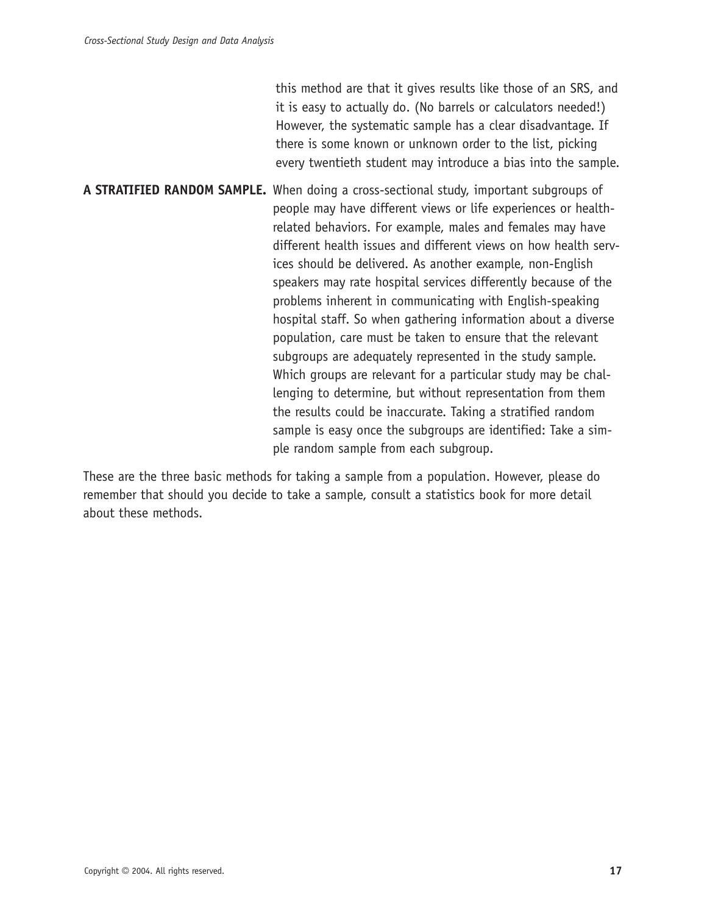this method are that it gives results like those of an SRS, and it is easy to actually do. (No barrels or calculators needed!) However, the systematic sample has a clear disadvantage. If there is some known or unknown order to the list, picking every twentieth student may introduce a bias into the sample.

**A STRATIFIED RANDOM SAMPLE.** When doing a cross-sectional study, important subgroups of people may have different views or life experiences or health-related behaviors. For example, males and females may have different health issues and different views on how health services should be delivered. As another example, non-English speakers may rate hospital services differently because of the problems inherent in communicating with English-speaking hospital staff. So when gathering information about a diverse population, care must be taken to ensure that the relevant subgroups are adequately represented in the study sample. Which groups are relevant for a particular study may be challenging to determine, but without representation from them the results could be inaccurate. Taking a stratified random sample is easy once the subgroups are identified: Take a simple random sample from each subgroup.

These are the three basic methods for taking a sample from a population. However, please do remember that should you decide to take a sample, consult a statistics book for more detail about these methods.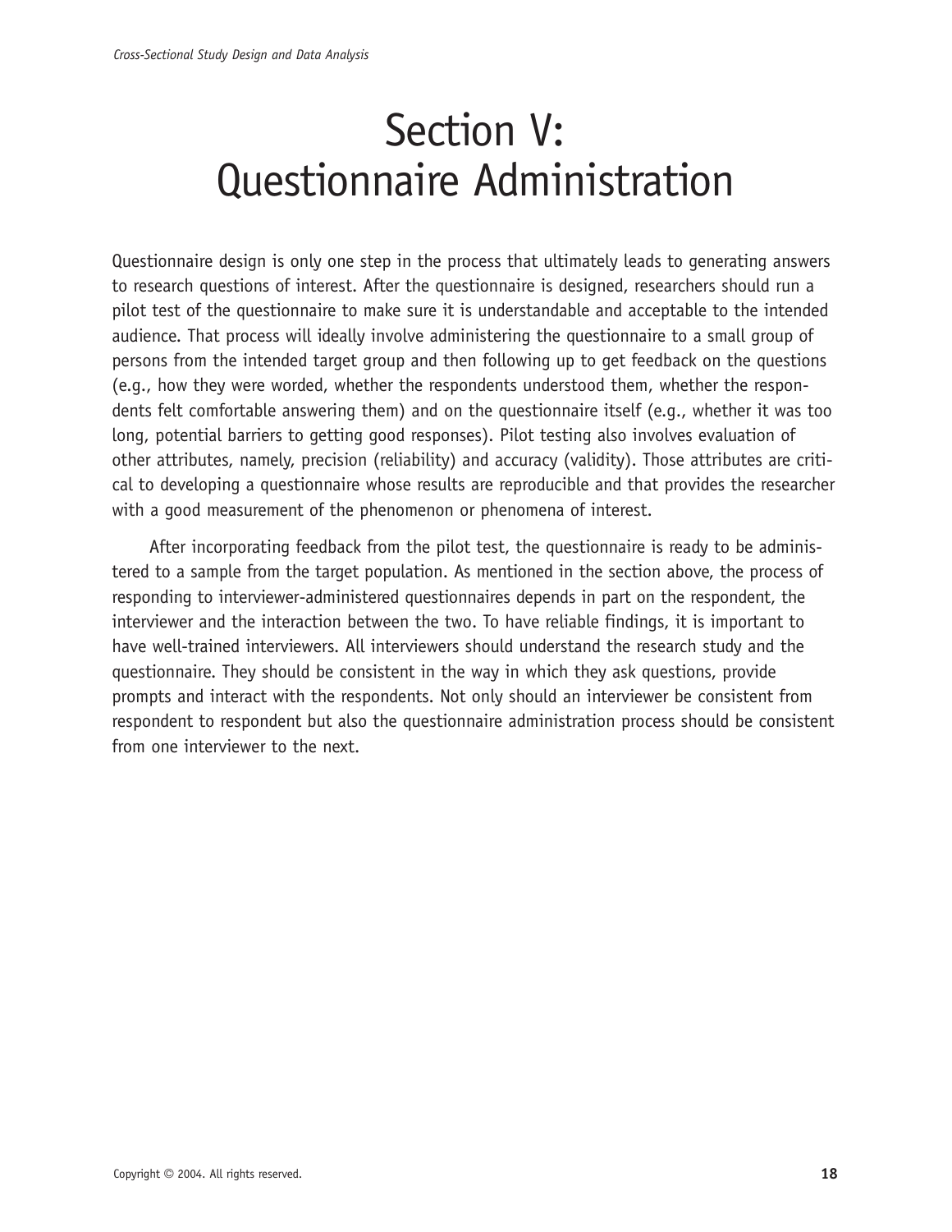# Section V: Questionnaire Administration

Questionnaire design is only one step in the process that ultimately leads to generating answers to research questions of interest. After the questionnaire is designed, researchers should run a pilot test of the questionnaire to make sure it is understandable and acceptable to the intended audience. That process will ideally involve administering the questionnaire to a small group of persons from the intended target group and then following up to get feedback on the questions (e.g., how they were worded, whether the respondents understood them, whether the respondents felt comfortable answering them) and on the questionnaire itself (e.g., whether it was too long, potential barriers to getting good responses). Pilot testing also involves evaluation of other attributes, namely, precision (reliability) and accuracy (validity). Those attributes are critical to developing a questionnaire whose results are reproducible and that provides the researcher with a good measurement of the phenomenon or phenomena of interest.

After incorporating feedback from the pilot test, the questionnaire is ready to be administered to a sample from the target population. As mentioned in the section above, the process of responding to interviewer-administered questionnaires depends in part on the respondent, the interviewer and the interaction between the two. To have reliable findings, it is important to have well-trained interviewers. All interviewers should understand the research study and the questionnaire. They should be consistent in the way in which they ask questions, provide prompts and interact with the respondents. Not only should an interviewer be consistent from respondent to respondent but also the questionnaire administration process should be consistent from one interviewer to the next.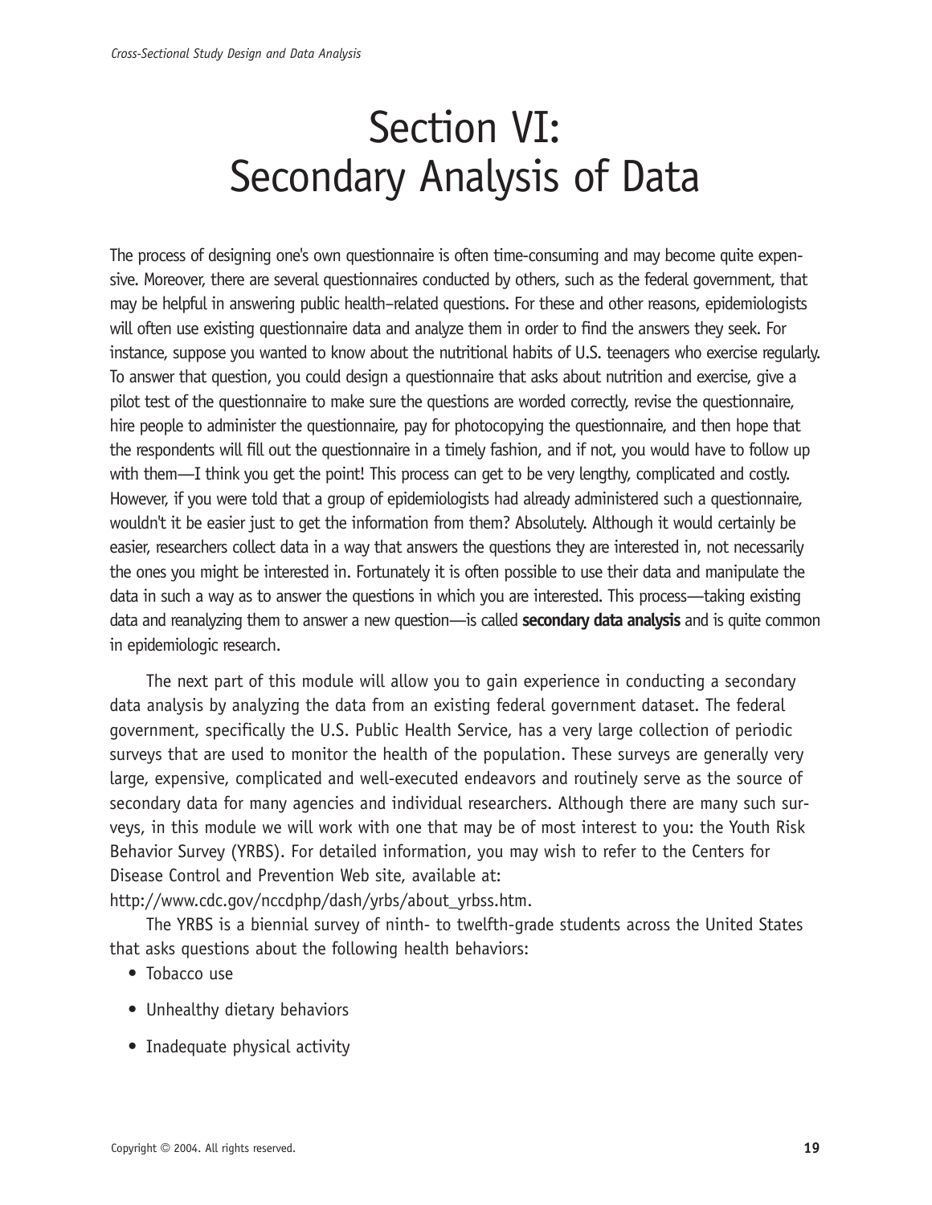# Section VI: Secondary Analysis of Data

The process of designing one's own questionnaire is often time-consuming and may become quite expensive. Moreover, there are several questionnaires conducted by others, such as the federal government, that may be helpful in answering public health–related questions. For these and other reasons, epidemiologists will often use existing questionnaire data and analyze them in order to find the answers they seek. For instance, suppose you wanted to know about the nutritional habits of U.S. teenagers who exercise regularly. To answer that question, you could design a questionnaire that asks about nutrition and exercise, give a pilot test of the questionnaire to make sure the questions are worded correctly, revise the questionnaire, hire people to administer the questionnaire, pay for photocopying the questionnaire, and then hope that the respondents will fill out the questionnaire in a timely fashion, and if not, you would have to follow up with them—I think you get the point! This process can get to be very lengthy, complicated and costly. However, if you were told that a group of epidemiologists had already administered such a questionnaire, wouldn't it be easier just to get the information from them? Absolutely. Although it would certainly be easier, researchers collect data in a way that answers the questions they are interested in, not necessarily the ones you might be interested in. Fortunately it is often possible to use their data and manipulate the data in such a way as to answer the questions in which you are interested. This process—taking existing data and reanalyzing them to answer a new question—is called **secondary data analysis** and is quite common in epidemiologic research.

The next part of this module will allow you to gain experience in conducting a secondary data analysis by analyzing the data from an existing federal government dataset. The federal government, specifically the U.S. Public Health Service, has a very large collection of periodic surveys that are used to monitor the health of the population. These surveys are generally very large, expensive, complicated and well-executed endeavors and routinely serve as the source of secondary data for many agencies and individual researchers. Although there are many such surveys, in this module we will work with one that may be of most interest to you: the Youth Risk Behavior Survey (YRBS). For detailed information, you may wish to refer to the Centers for Disease Control and Prevention Web site, available at: http://www.cdc.gov/nccdphp/dash/yrbs/about_yrbss.htm.

The YRBS is a biennial survey of ninth- to twelfth-grade students across the United States that asks questions about the following health behaviors:

- Tobacco use
- Unhealthy dietary behaviors
- Inadequate physical activity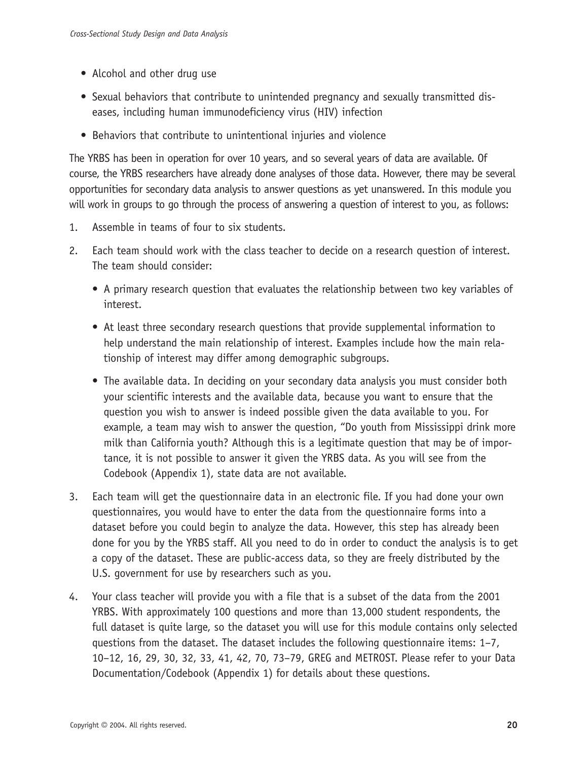- Alcohol and other drug use
- Sexual behaviors that contribute to unintended pregnancy and sexually transmitted diseases, including human immunodeficiency virus (HIV) infection
- Behaviors that contribute to unintentional injuries and violence

The YRBS has been in operation for over 10 years, and so several years of data are available. Of course, the YRBS researchers have already done analyses of those data. However, there may be several opportunities for secondary data analysis to answer questions as yet unanswered. In this module you will work in groups to go through the process of answering a question of interest to you, as follows:

1. Assemble in teams of four to six students.
2. Each team should work with the class teacher to decide on a research question of interest. The team should consider:
   - A primary research question that evaluates the relationship between two key variables of interest.
   - At least three secondary research questions that provide supplemental information to help understand the main relationship of interest. Examples include how the main relationship of interest may differ among demographic subgroups.
   - The available data. In deciding on your secondary data analysis you must consider both your scientific interests and the available data, because you want to ensure that the question you wish to answer is indeed possible given the data available to you. For example, a team may wish to answer the question, "Do youth from Mississippi drink more milk than California youth? Although this is a legitimate question that may be of importance, it is not possible to answer it given the YRBS data. As you will see from the Codebook (Appendix 1), state data are not available.
3. Each team will get the questionnaire data in an electronic file. If you had done your own questionnaires, you would have to enter the data from the questionnaire forms into a dataset before you could begin to analyze the data. However, this step has already been done for you by the YRBS staff. All you need to do in order to conduct the analysis is to get a copy of the dataset. These are public-access data, so they are freely distributed by the U.S. government for use by researchers such as you.
4. Your class teacher will provide you with a file that is a subset of the data from the 2001 YRBS. With approximately 100 questions and more than 13,000 student respondents, the full dataset is quite large, so the dataset you will use for this module contains only selected questions from the dataset. The dataset includes the following questionnaire items: 1–7, 10–12, 16, 29, 30, 32, 33, 41, 42, 70, 73–79, GREG and METROST. Please refer to your Data Documentation/Codebook (Appendix 1) for details about these questions.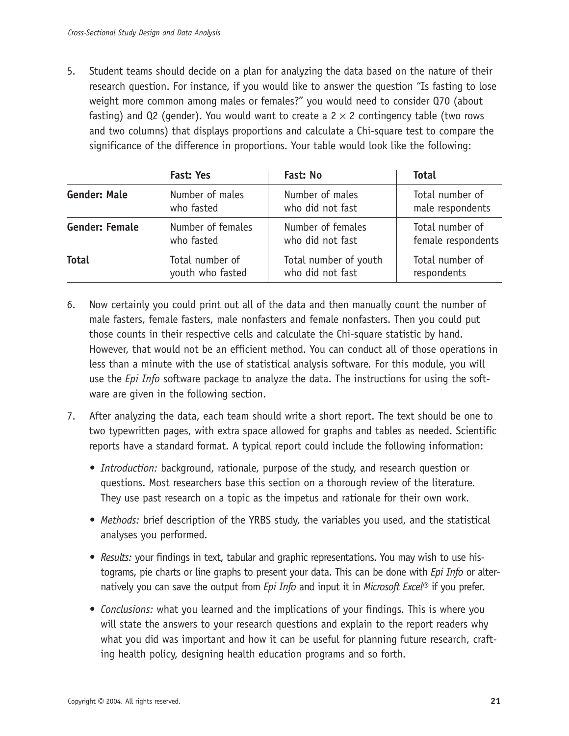5. Student teams should decide on a plan for analyzing the data based on the nature of their research question. For instance, if you would like to answer the question "Is fasting to lose weight more common among males or females?" you would need to consider Q70 (about fasting) and Q2 (gender). You would want to create a $2 \times 2$ contingency table (two rows and two columns) that displays proportions and calculate a Chi-square test to compare the significance of the difference in proportions. Your table would look like the following:

| | **Fast: Yes** | **Fast: No** | **Total** |
|---|---|---|---|
| **Gender: Male** | Number of males who fasted | Number of males who did not fast | Total number of male respondents |
| **Gender: Female** | Number of females who fasted | Number of females who did not fast | Total number of female respondents |
| **Total** | Total number of youth who fasted | Total number of youth who did not fast | Total number of respondents |

6. Now certainly you could print out all of the data and then manually count the number of male fasters, female fasters, male nonfasters and female nonfasters. Then you could put those counts in their respective cells and calculate the Chi-square statistic by hand. However, that would not be an efficient method. You can conduct all of those operations in less than a minute with the use of statistical analysis software. For this module, you will use the *Epi Info* software package to analyze the data. The instructions for using the software are given in the following section.

7. After analyzing the data, each team should write a short report. The text should be one to two typewritten pages, with extra space allowed for graphs and tables as needed. Scientific reports have a standard format. A typical report could include the following information:

   - *Introduction:* background, rationale, purpose of the study, and research question or questions. Most researchers base this section on a thorough review of the literature. They use past research on a topic as the impetus and rationale for their own work.

   - *Methods:* brief description of the YRBS study, the variables you used, and the statistical analyses you performed.

   - *Results:* your findings in text, tabular and graphic representations. You may wish to use histograms, pie charts or line graphs to present your data. This can be done with *Epi Info* or alternatively you can save the output from *Epi Info* and input it in *Microsoft Excel®* if you prefer.

   - *Conclusions:* what you learned and the implications of your findings. This is where you will state the answers to your research questions and explain to the report readers why what you did was important and how it can be useful for planning future research, crafting health policy, designing health education programs and so forth.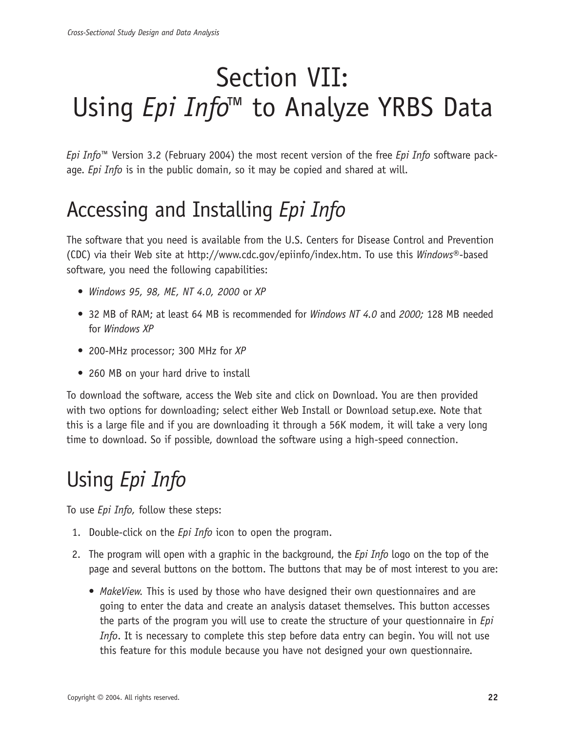# Section VII: Using *Epi Info*™ to Analyze YRBS Data

*Epi Info*™ Version 3.2 (February 2004) the most recent version of the free *Epi Info* software package. *Epi Info* is in the public domain, so it may be copied and shared at will.

## Accessing and Installing *Epi Info*

The software that you need is available from the U.S. Centers for Disease Control and Prevention (CDC) via their Web site at http://www.cdc.gov/epiinfo/index.htm. To use this *Windows*®-based software, you need the following capabilities:

- *Windows 95, 98, ME, NT 4.0, 2000* or *XP*
- 32 MB of RAM; at least 64 MB is recommended for *Windows NT 4.0* and *2000;* 128 MB needed for *Windows XP*
- 200-MHz processor; 300 MHz for *XP*
- 260 MB on your hard drive to install

To download the software, access the Web site and click on Download. You are then provided with two options for downloading; select either Web Install or Download setup.exe. Note that this is a large file and if you are downloading it through a 56K modem, it will take a very long time to download. So if possible, download the software using a high-speed connection.

## Using *Epi Info*

To use *Epi Info,* follow these steps:

1. Double-click on the *Epi Info* icon to open the program.
2. The program will open with a graphic in the background, the *Epi Info* logo on the top of the page and several buttons on the bottom. The buttons that may be of most interest to you are:
   - *MakeView*. This is used by those who have designed their own questionnaires and are going to enter the data and create an analysis dataset themselves. This button accesses the parts of the program you will use to create the structure of your questionnaire in *Epi Info*. It is necessary to complete this step before data entry can begin. You will not use this feature for this module because you have not designed your own questionnaire.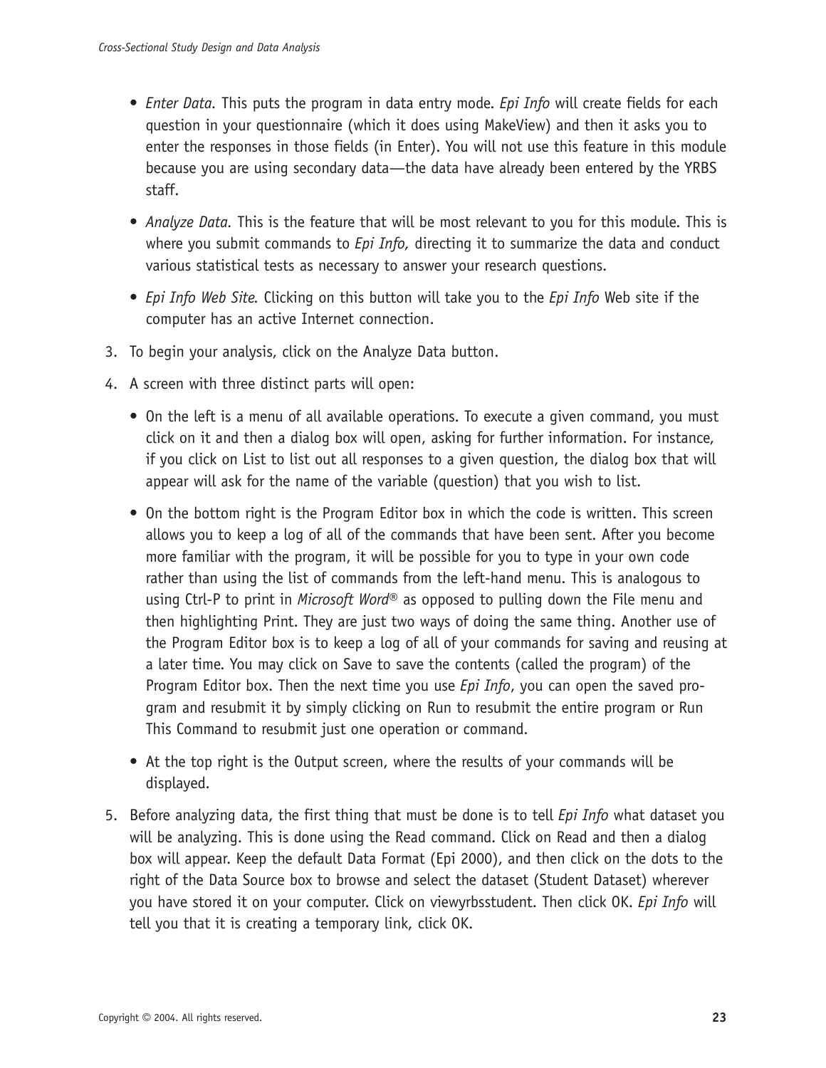- *Enter Data*. This puts the program in data entry mode. *Epi Info* will create fields for each question in your questionnaire (which it does using MakeView) and then it asks you to enter the responses in those fields (in Enter). You will not use this feature in this module because you are using secondary data—the data have already been entered by the YRBS staff.

- *Analyze Data*. This is the feature that will be most relevant to you for this module. This is where you submit commands to *Epi Info,* directing it to summarize the data and conduct various statistical tests as necessary to answer your research questions.

- *Epi Info Web Site*. Clicking on this button will take you to the *Epi Info* Web site if the computer has an active Internet connection.

3. To begin your analysis, click on the Analyze Data button.

4. A screen with three distinct parts will open:

   - On the left is a menu of all available operations. To execute a given command, you must click on it and then a dialog box will open, asking for further information. For instance, if you click on List to list out all responses to a given question, the dialog box that will appear will ask for the name of the variable (question) that you wish to list.

   - On the bottom right is the Program Editor box in which the code is written. This screen allows you to keep a log of all of the commands that have been sent. After you become more familiar with the program, it will be possible for you to type in your own code rather than using the list of commands from the left-hand menu. This is analogous to using Ctrl-P to print in *Microsoft Word*® as opposed to pulling down the File menu and then highlighting Print. They are just two ways of doing the same thing. Another use of the Program Editor box is to keep a log of all of your commands for saving and reusing at a later time. You may click on Save to save the contents (called the program) of the Program Editor box. Then the next time you use *Epi Info*, you can open the saved program and resubmit it by simply clicking on Run to resubmit the entire program or Run This Command to resubmit just one operation or command.

   - At the top right is the Output screen, where the results of your commands will be displayed.

5. Before analyzing data, the first thing that must be done is to tell *Epi Info* what dataset you will be analyzing. This is done using the Read command. Click on Read and then a dialog box will appear. Keep the default Data Format (Epi 2000), and then click on the dots to the right of the Data Source box to browse and select the dataset (Student Dataset) wherever you have stored it on your computer. Click on viewyrbsstudent. Then click OK. *Epi Info* will tell you that it is creating a temporary link, click OK.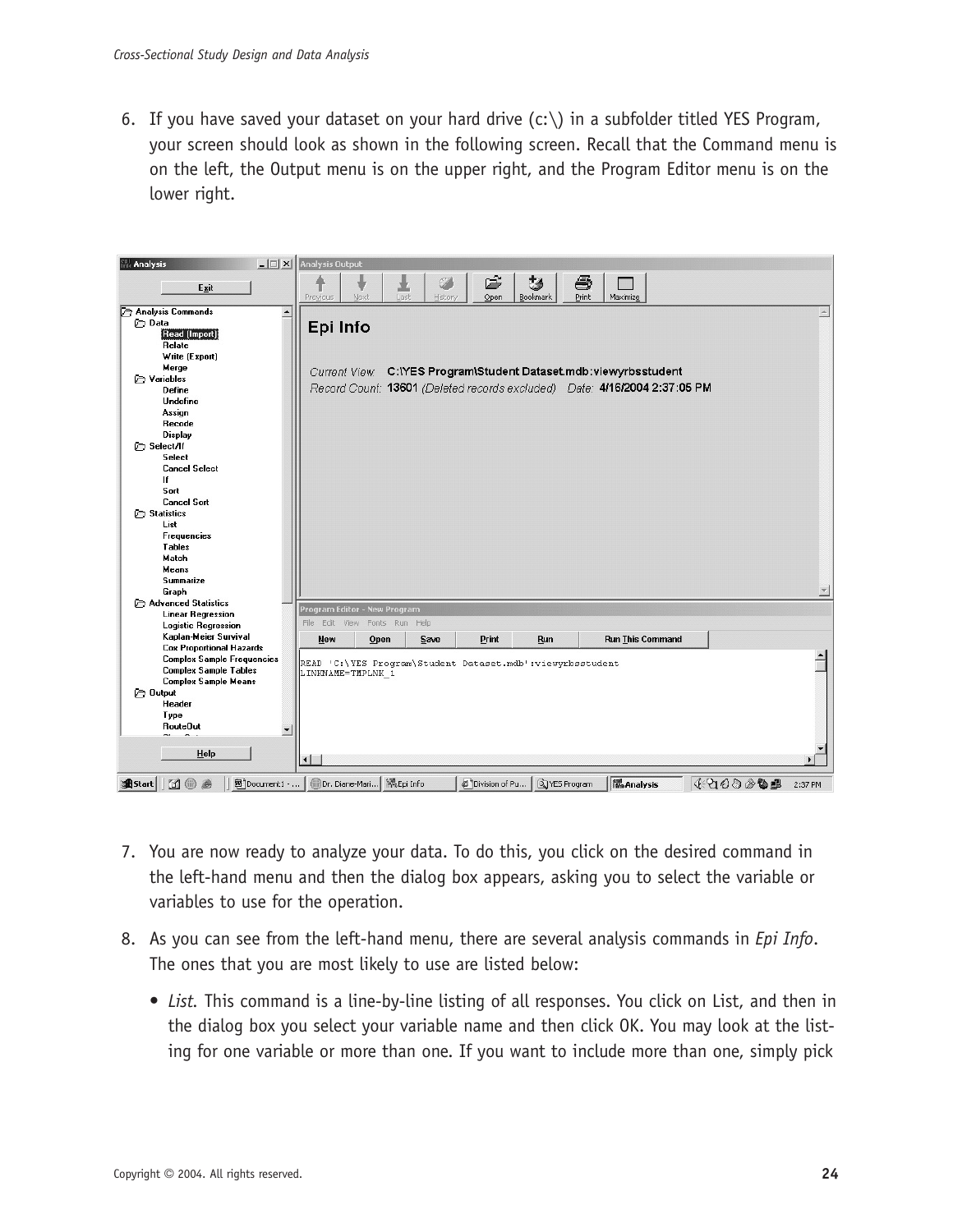6. If you have saved your dataset on your hard drive (c:\) in a subfolder titled YES Program, your screen should look as shown in the following screen. Recall that the Command menu is on the left, the Output menu is on the upper right, and the Program Editor menu is on the lower right.

7. You are now ready to analyze your data. To do this, you click on the desired command in the left-hand menu and then the dialog box appears, asking you to select the variable or variables to use for the operation.

8. As you can see from the left-hand menu, there are several analysis commands in *Epi Info*. The ones that you are most likely to use are listed below:

   - *List.* This command is a line-by-line listing of all responses. You click on List, and then in the dialog box you select your variable name and then click OK. You may look at the listing for one variable or more than one. If you want to include more than one, simply pick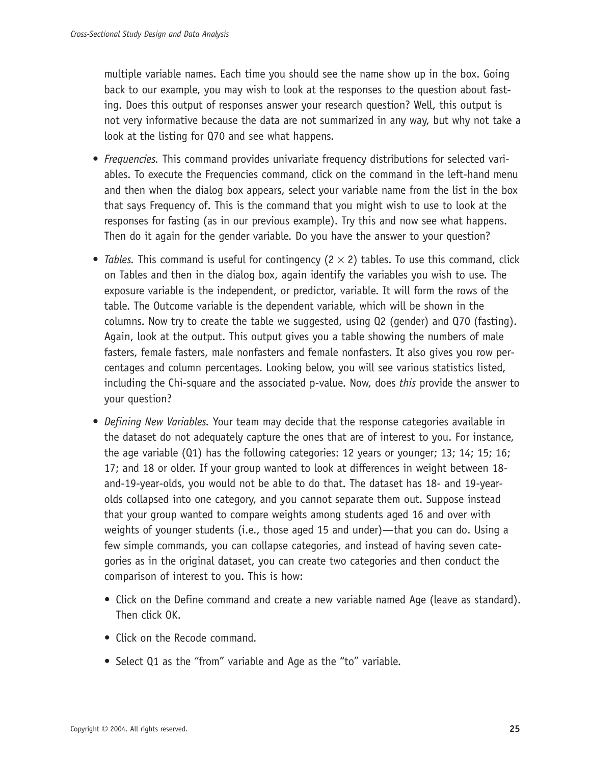multiple variable names. Each time you should see the name show up in the box. Going back to our example, you may wish to look at the responses to the question about fasting. Does this output of responses answer your research question? Well, this output is not very informative because the data are not summarized in any way, but why not take a look at the listing for Q70 and see what happens.

- *Frequencies.* This command provides univariate frequency distributions for selected variables. To execute the Frequencies command, click on the command in the left-hand menu and then when the dialog box appears, select your variable name from the list in the box that says Frequency of. This is the command that you might wish to use to look at the responses for fasting (as in our previous example). Try this and now see what happens. Then do it again for the gender variable. Do you have the answer to your question?

- *Tables.* This command is useful for contingency ($2 \times 2$) tables. To use this command, click on Tables and then in the dialog box, again identify the variables you wish to use. The exposure variable is the independent, or predictor, variable. It will form the rows of the table. The Outcome variable is the dependent variable, which will be shown in the columns. Now try to create the table we suggested, using Q2 (gender) and Q70 (fasting). Again, look at the output. This output gives you a table showing the numbers of male fasters, female fasters, male nonfasters and female nonfasters. It also gives you row percentages and column percentages. Looking below, you will see various statistics listed, including the Chi-square and the associated p-value. Now, does *this* provide the answer to your question?

- *Defining New Variables.* Your team may decide that the response categories available in the dataset do not adequately capture the ones that are of interest to you. For instance, the age variable (Q1) has the following categories: 12 years or younger; 13; 14; 15; 16; 17; and 18 or older. If your group wanted to look at differences in weight between 18-and-19-year-olds, you would not be able to do that. The dataset has 18- and 19-year-olds collapsed into one category, and you cannot separate them out. Suppose instead that your group wanted to compare weights among students aged 16 and over with weights of younger students (i.e., those aged 15 and under)—that you can do. Using a few simple commands, you can collapse categories, and instead of having seven categories as in the original dataset, you can create two categories and then conduct the comparison of interest to you. This is how:

  - Click on the Define command and create a new variable named Age (leave as standard). Then click OK.
  - Click on the Recode command.
  - Select Q1 as the "from" variable and Age as the "to" variable.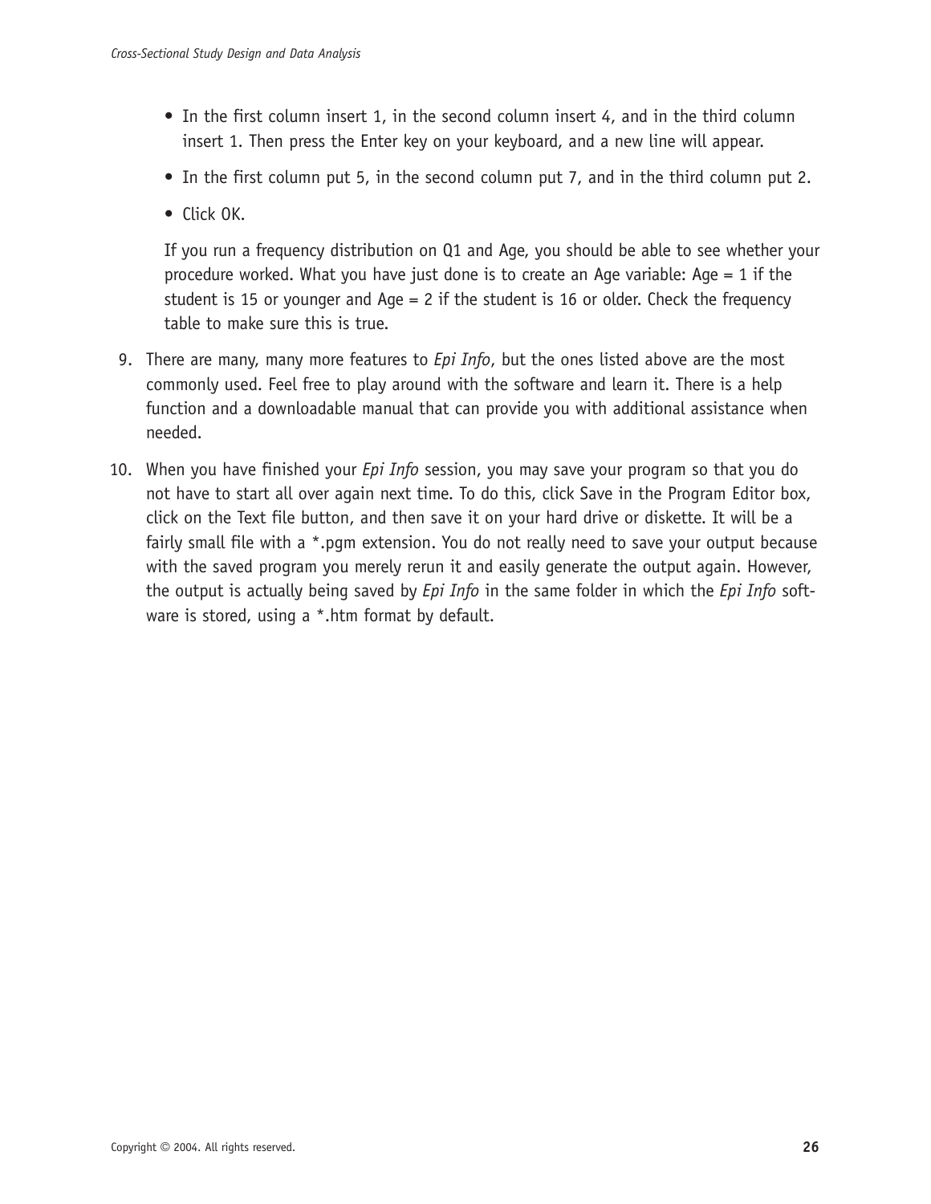- In the first column insert 1, in the second column insert 4, and in the third column insert 1. Then press the Enter key on your keyboard, and a new line will appear.
- In the first column put 5, in the second column put 7, and in the third column put 2.
- Click OK.

  If you run a frequency distribution on Q1 and Age, you should be able to see whether your procedure worked. What you have just done is to create an Age variable: Age = 1 if the student is 15 or younger and Age = 2 if the student is 16 or older. Check the frequency table to make sure this is true.

9. There are many, many more features to *Epi Info*, but the ones listed above are the most commonly used. Feel free to play around with the software and learn it. There is a help function and a downloadable manual that can provide you with additional assistance when needed.
10. When you have finished your *Epi Info* session, you may save your program so that you do not have to start all over again next time. To do this, click Save in the Program Editor box, click on the Text file button, and then save it on your hard drive or diskette. It will be a fairly small file with a *.pgm extension. You do not really need to save your output because with the saved program you merely rerun it and easily generate the output again. However, the output is actually being saved by *Epi Info* in the same folder in which the *Epi Info* software is stored, using a *.htm format by default.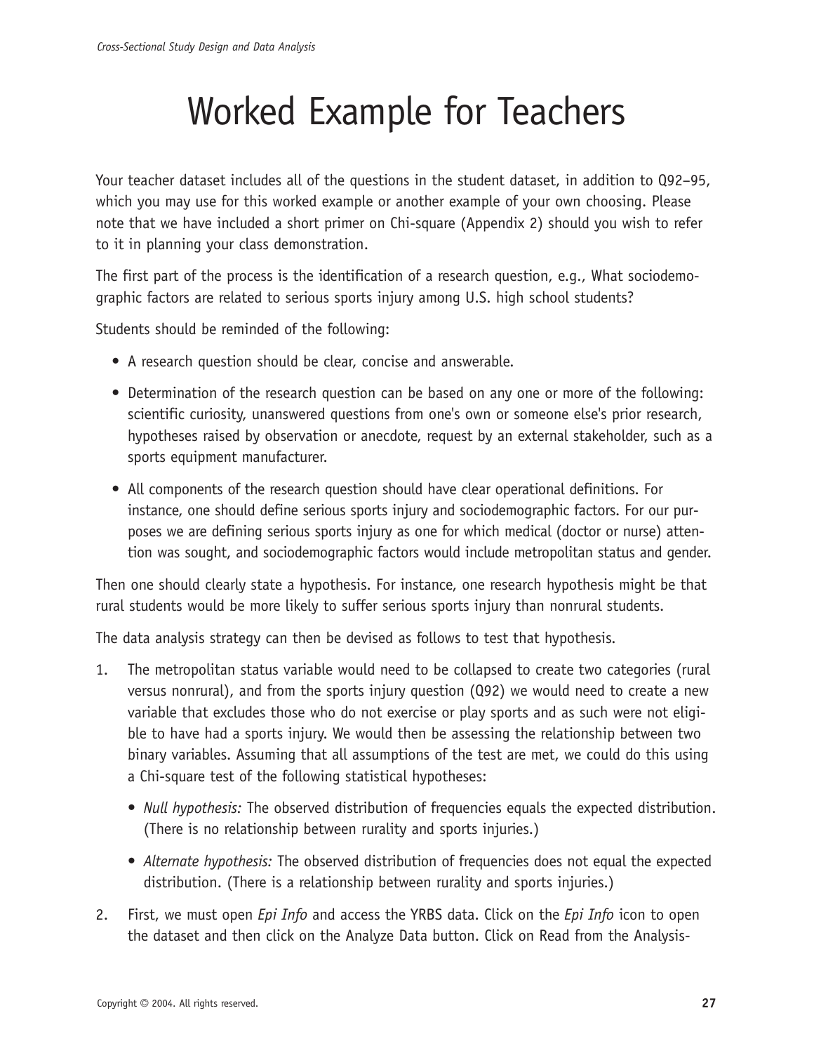# Worked Example for Teachers

Your teacher dataset includes all of the questions in the student dataset, in addition to Q92–95, which you may use for this worked example or another example of your own choosing. Please note that we have included a short primer on Chi-square (Appendix 2) should you wish to refer to it in planning your class demonstration.

The first part of the process is the identification of a research question, e.g., What sociodemographic factors are related to serious sports injury among U.S. high school students?

Students should be reminded of the following:

- A research question should be clear, concise and answerable.
- Determination of the research question can be based on any one or more of the following: scientific curiosity, unanswered questions from one's own or someone else's prior research, hypotheses raised by observation or anecdote, request by an external stakeholder, such as a sports equipment manufacturer.
- All components of the research question should have clear operational definitions. For instance, one should define serious sports injury and sociodemographic factors. For our purposes we are defining serious sports injury as one for which medical (doctor or nurse) attention was sought, and sociodemographic factors would include metropolitan status and gender.

Then one should clearly state a hypothesis. For instance, one research hypothesis might be that rural students would be more likely to suffer serious sports injury than nonrural students.

The data analysis strategy can then be devised as follows to test that hypothesis.

1. The metropolitan status variable would need to be collapsed to create two categories (rural versus nonrural), and from the sports injury question (Q92) we would need to create a new variable that excludes those who do not exercise or play sports and as such were not eligible to have had a sports injury. We would then be assessing the relationship between two binary variables. Assuming that all assumptions of the test are met, we could do this using a Chi-square test of the following statistical hypotheses:
   - *Null hypothesis:* The observed distribution of frequencies equals the expected distribution. (There is no relationship between rurality and sports injuries.)
   - *Alternate hypothesis:* The observed distribution of frequencies does not equal the expected distribution. (There is a relationship between rurality and sports injuries.)
2. First, we must open *Epi Info* and access the YRBS data. Click on the *Epi Info* icon to open the dataset and then click on the Analyze Data button. Click on Read from the Analysis-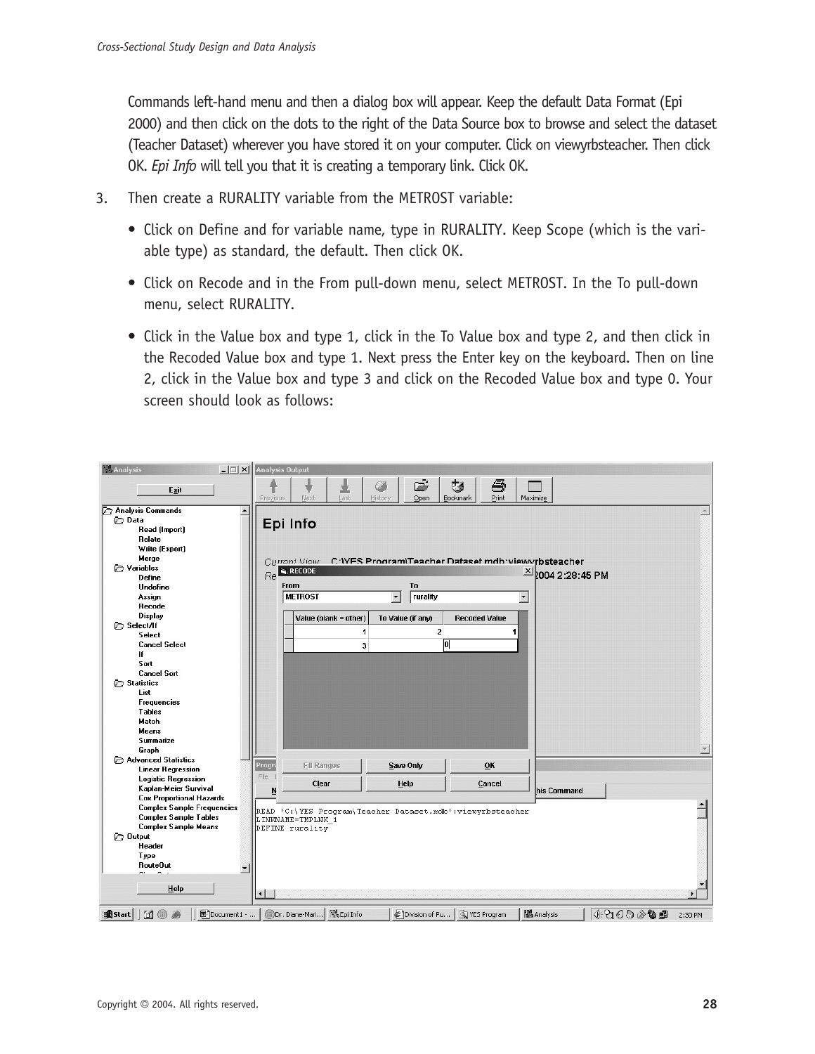Commands left-hand menu and then a dialog box will appear. Keep the default Data Format (Epi 2000) and then click on the dots to the right of the Data Source box to browse and select the dataset (Teacher Dataset) wherever you have stored it on your computer. Click on viewyrbsteacher. Then click OK. *Epi Info* will tell you that it is creating a temporary link. Click OK.

3. Then create a RURALITY variable from the METROST variable:

   - Click on Define and for variable name, type in RURALITY. Keep Scope (which is the variable type) as standard, the default. Then click OK.
   - Click on Recode and in the From pull-down menu, select METROST. In the To pull-down menu, select RURALITY.
   - Click in the Value box and type 1, click in the To Value box and type 2, and then click in the Recoded Value box and type 1. Next press the Enter key on the keyboard. Then on line 2, click in the Value box and type 3 and click on the Recoded Value box and type 0. Your screen should look as follows: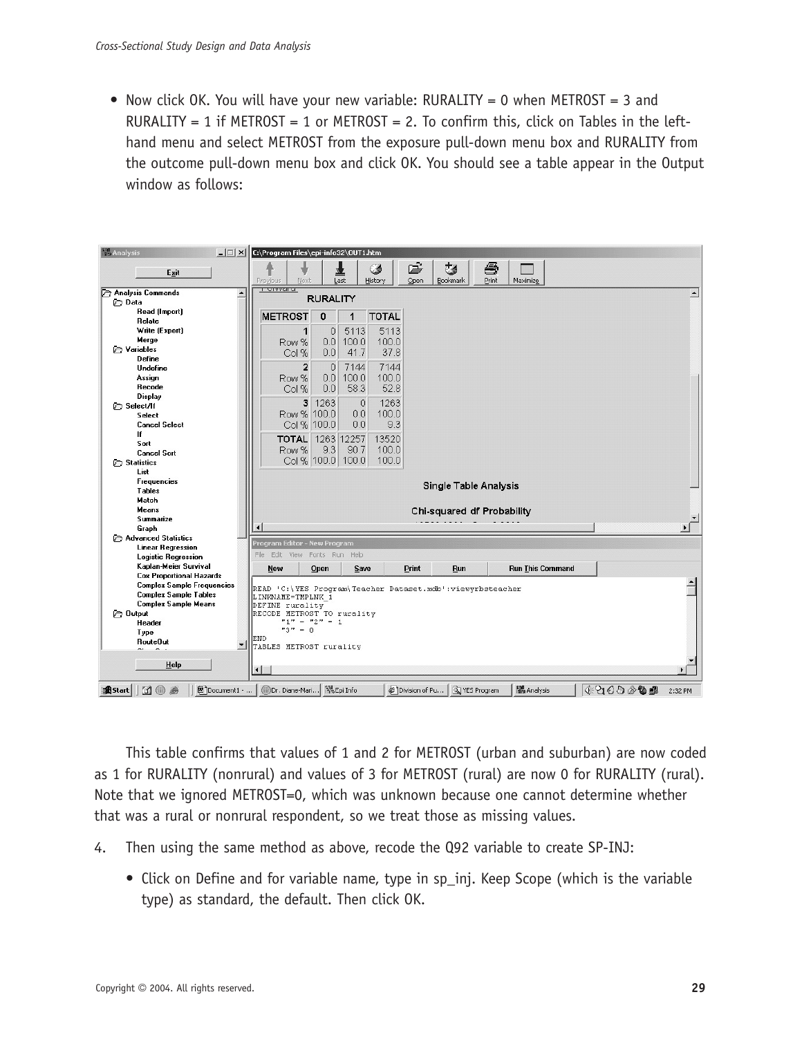- Now click OK. You will have your new variable: RURALITY = 0 when METROST = 3 and RURALITY = 1 if METROST = 1 or METROST = 2. To confirm this, click on Tables in the left-hand menu and select METROST from the exposure pull-down menu box and RURALITY from the outcome pull-down menu box and click OK. You should see a table appear in the Output window as follows:

| METROST | 0 | 1 | TOTAL |
|---|---|---|---|
| 1 | 0 | 5113 | 5113 |
| Row % | 0.0 | 100.0 | 100.0 |
| Col % | 0.0 | 41.7 | 37.8 |
| 2 | 0 | 7144 | 7144 |
| Row % | 0.0 | 100.0 | 100.0 |
| Col % | 0.0 | 58.3 | 52.8 |
| 3 | 1263 | 0 | 1263 |
| Row % | 100.0 | 0.0 | 100.0 |
| Col % | 100.0 | 0.0 | 9.3 |
| TOTAL | 1263 | 12257 | 13520 |
| Row % | 9.3 | 90.7 | 100.0 |
| Col % | 100.0 | 100.0 | 100.0 |

```
READ 'C:\YES Program\Teacher Dataset.mdb':viewyrbsteacher
LINKNAME=TMPLNK_1
DEFINE rurality
RECODE METROST TO rurality
      "1" - "2" = 1
      "3" = 0
END
TABLES METROST rurality
```

This table confirms that values of 1 and 2 for METROST (urban and suburban) are now coded as 1 for RURALITY (nonrural) and values of 3 for METROST (rural) are now 0 for RURALITY (rural). Note that we ignored METROST=0, which was unknown because one cannot determine whether that was a rural or nonrural respondent, so we treat those as missing values.

4. Then using the same method as above, recode the Q92 variable to create SP-INJ:

   - Click on Define and for variable name, type in sp_inj. Keep Scope (which is the variable type) as standard, the default. Then click OK.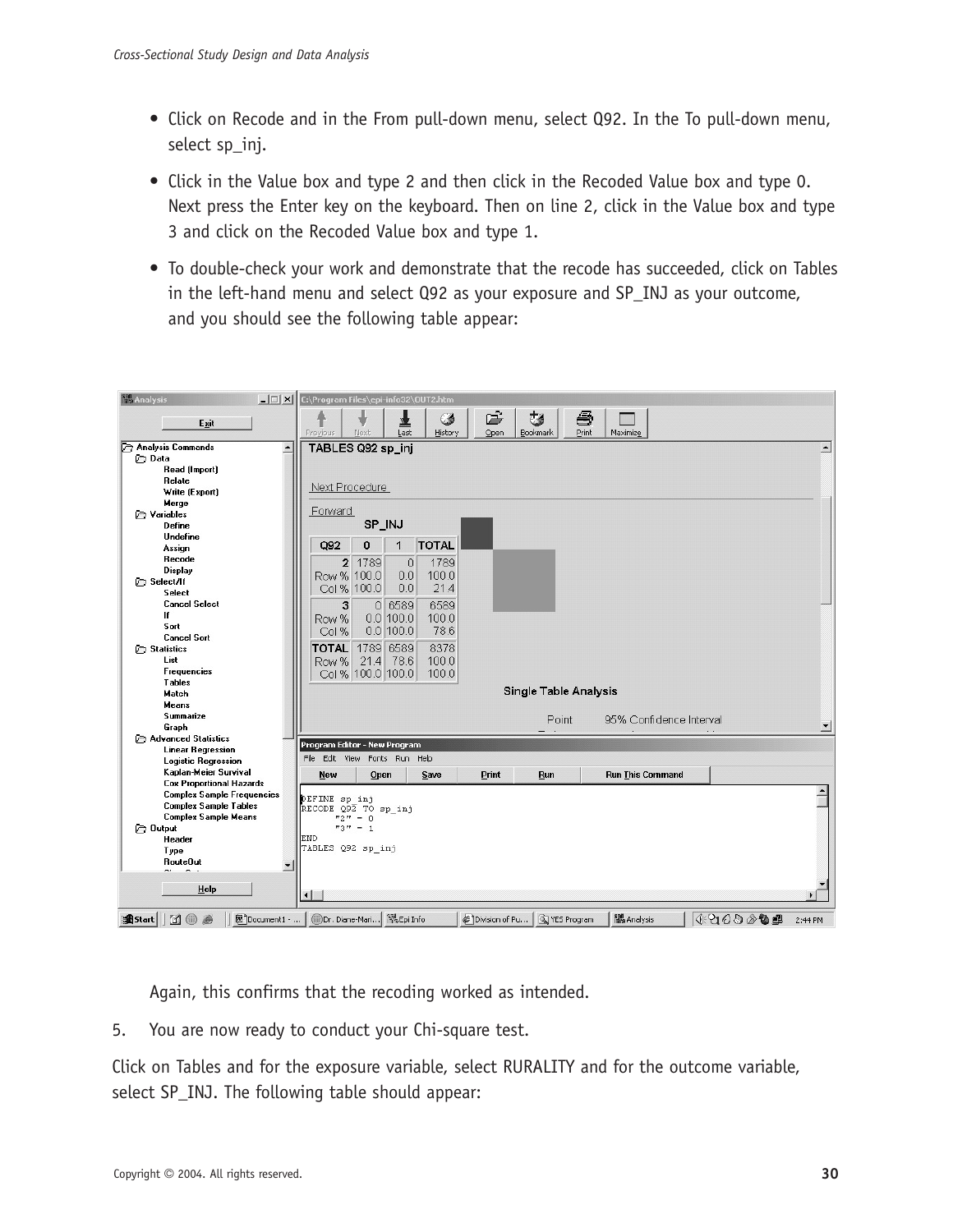- Click on Recode and in the From pull-down menu, select Q92. In the To pull-down menu, select sp_inj.
- Click in the Value box and type 2 and then click in the Recoded Value box and type 0. Next press the Enter key on the keyboard. Then on line 2, click in the Value box and type 3 and click on the Recoded Value box and type 1.
- To double-check your work and demonstrate that the recode has succeeded, click on Tables in the left-hand menu and select Q92 as your exposure and SP_INJ as your outcome, and you should see the following table appear:

Again, this confirms that the recoding worked as intended.

5. You are now ready to conduct your Chi-square test.

Click on Tables and for the exposure variable, select RURALITY and for the outcome variable, select SP_INJ. The following table should appear: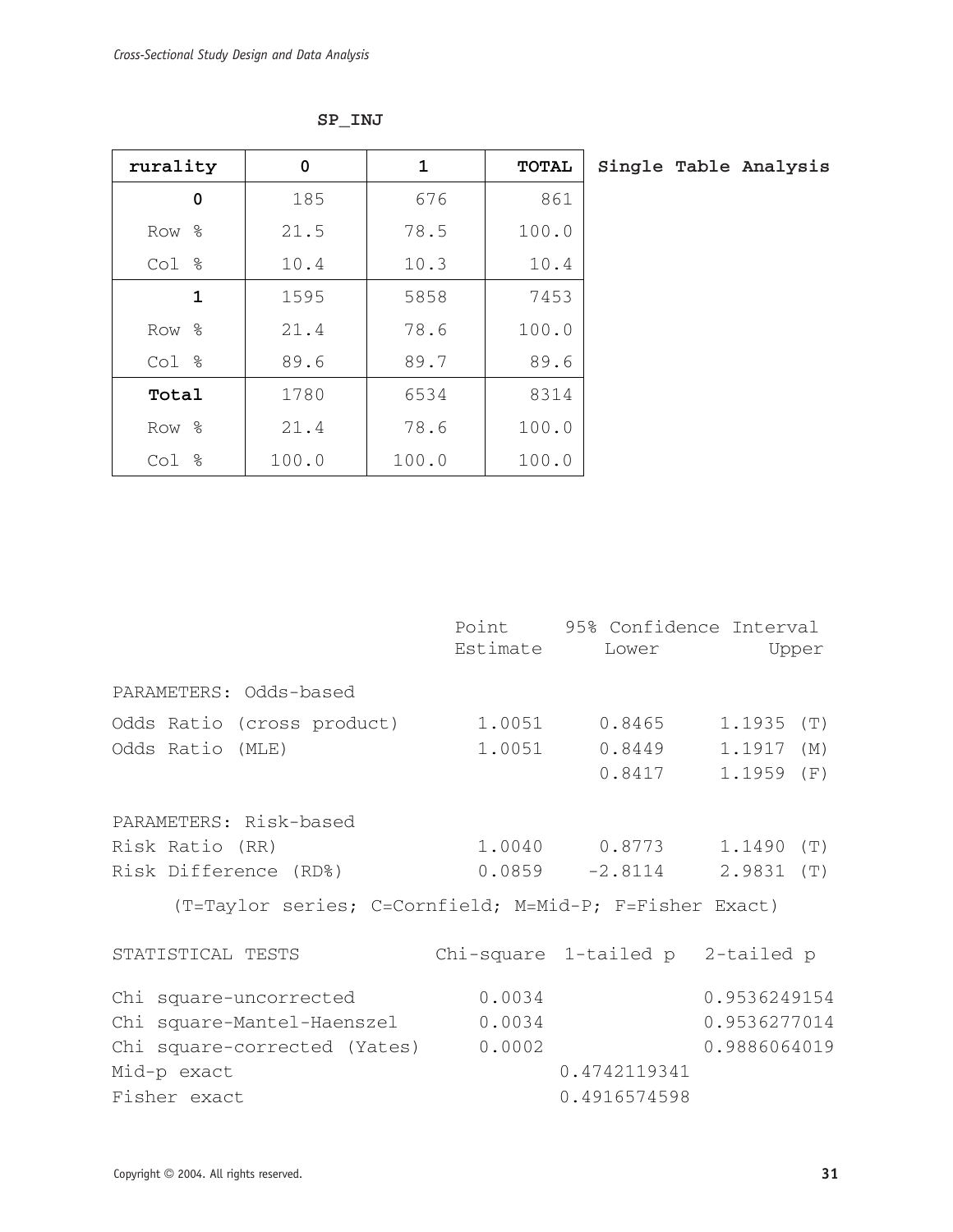**SP_INJ**

| rurality | 0 | 1 | TOTAL |
|---|---|---|---|
| **0** | 185 | 676 | 861 |
| Row % | 21.5 | 78.5 | 100.0 |
| Col % | 10.4 | 10.3 | 10.4 |
| **1** | 1595 | 5858 | 7453 |
| Row % | 21.4 | 78.6 | 100.0 |
| Col % | 89.6 | 89.7 | 89.6 |
| **Total** | 1780 | 6534 | 8314 |
| Row % | 21.4 | 78.6 | 100.0 |
| Col % | 100.0 | 100.0 | 100.0 |

**Single Table Analysis**

| | Point Estimate | 95% Confidence Interval Lower | Upper | |
|---|---|---|---|---|
| PARAMETERS: Odds-based | | | | |
| Odds Ratio (cross product) | 1.0051 | 0.8465 | 1.1935 | (T) |
| Odds Ratio (MLE) | 1.0051 | 0.8449 | 1.1917 | (M) |
| | | 0.8417 | 1.1959 | (F) |
| PARAMETERS: Risk-based | | | | |
| Risk Ratio (RR) | 1.0040 | 0.8773 | 1.1490 | (T) |
| Risk Difference (RD%) | 0.0859 | -2.8114 | 2.9831 | (T) |

(T=Taylor series; C=Cornfield; M=Mid-P; F=Fisher Exact)

| STATISTICAL TESTS | Chi-square | 1-tailed p | 2-tailed p |
|---|---|---|---|
| Chi square-uncorrected | 0.0034 | | 0.9536249154 |
| Chi square-Mantel-Haenszel | 0.0034 | | 0.9536277014 |
| Chi square-corrected (Yates) | 0.0002 | | 0.9886064019 |
| Mid-p exact | | 0.4742119341 | |
| Fisher exact | | 0.4916574598 | |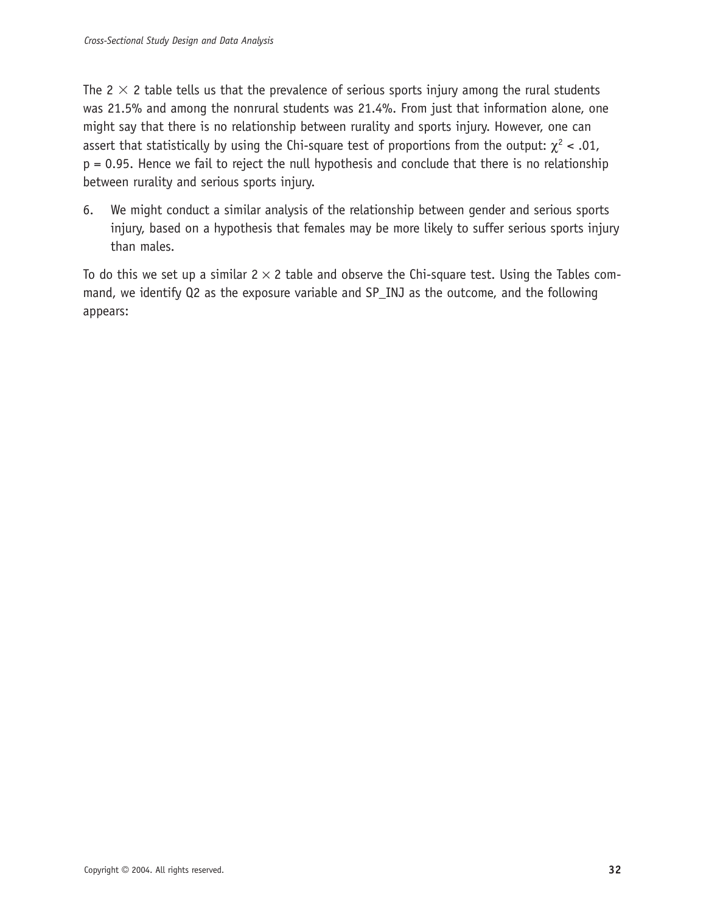The 2 $\times$ 2 table tells us that the prevalence of serious sports injury among the rural students was 21.5% and among the nonrural students was 21.4%. From just that information alone, one might say that there is no relationship between rurality and sports injury. However, one can assert that statistically by using the Chi-square test of proportions from the output: $\chi^2 < .01$, $p = 0.95$. Hence we fail to reject the null hypothesis and conclude that there is no relationship between rurality and serious sports injury.

6. We might conduct a similar analysis of the relationship between gender and serious sports injury, based on a hypothesis that females may be more likely to suffer serious sports injury than males.

To do this we set up a similar 2 $\times$ 2 table and observe the Chi-square test. Using the Tables command, we identify Q2 as the exposure variable and SP_INJ as the outcome, and the following appears: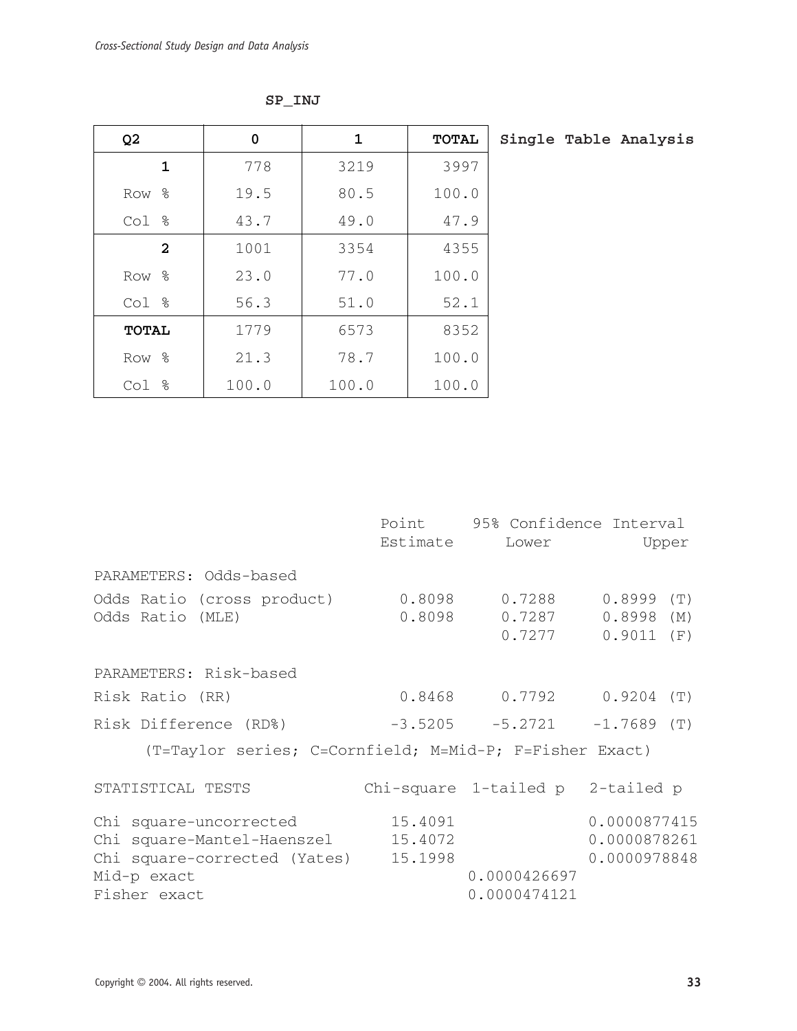**SP_INJ**

| Q2 | 0 | 1 | TOTAL |
|---|---|---|---|
| **1** | 778 | 3219 | 3997 |
| Row % | 19.5 | 80.5 | 100.0 |
| Col % | 43.7 | 49.0 | 47.9 |
| **2** | 1001 | 3354 | 4355 |
| Row % | 23.0 | 77.0 | 100.0 |
| Col % | 56.3 | 51.0 | 52.1 |
| **TOTAL** | 1779 | 6573 | 8352 |
| Row % | 21.3 | 78.7 | 100.0 |
| Col % | 100.0 | 100.0 | 100.0 |

**Single Table Analysis**

```
                              Point      95% Confidence Interval
                              Estimate     Lower          Upper

PARAMETERS: Odds-based
Odds Ratio (cross product)     0.8098     0.7288     0.8999 (T)
Odds Ratio (MLE)               0.8098     0.7287     0.8998 (M)
                                          0.7277     0.9011 (F)

PARAMETERS: Risk-based
Risk Ratio (RR)                0.8468     0.7792     0.9204 (T)
Risk Difference (RD%)         -3.5205    -5.2721    -1.7689 (T)
     (T=Taylor series; C=Cornfield; M=Mid-P; F=Fisher Exact)

STATISTICAL TESTS            Chi-square  1-tailed p   2-tailed p

Chi square-uncorrected        15.4091                 0.0000877415
Chi square-Mantel-Haenszel    15.4072                 0.0000878261
Chi square-corrected (Yates)  15.1998                 0.0000978848
Mid-p exact                             0.0000426697
Fisher exact                            0.0000474121
```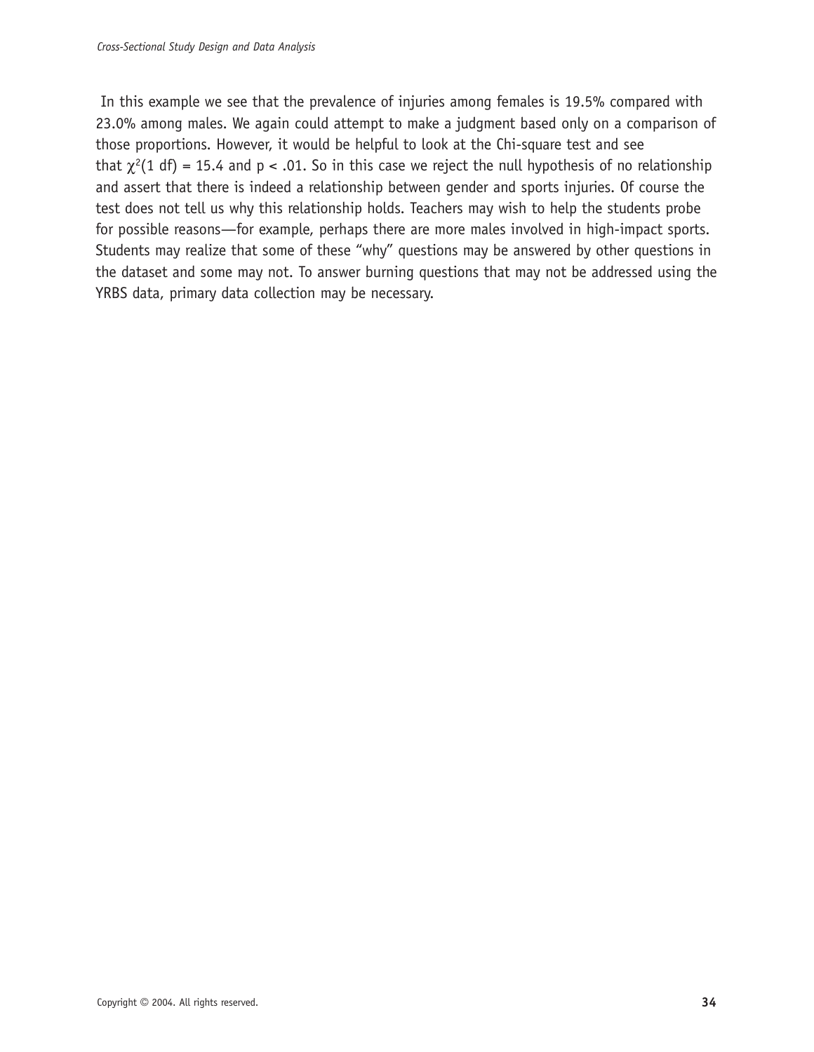In this example we see that the prevalence of injuries among females is 19.5% compared with 23.0% among males. We again could attempt to make a judgment based only on a comparison of those proportions. However, it would be helpful to look at the Chi-square test and see that $\chi^2(1 \text{ df}) = 15.4$ and $p < .01$. So in this case we reject the null hypothesis of no relationship and assert that there is indeed a relationship between gender and sports injuries. Of course the test does not tell us why this relationship holds. Teachers may wish to help the students probe for possible reasons—for example, perhaps there are more males involved in high-impact sports. Students may realize that some of these "why" questions may be answered by other questions in the dataset and some may not. To answer burning questions that may not be addressed using the YRBS data, primary data collection may be necessary.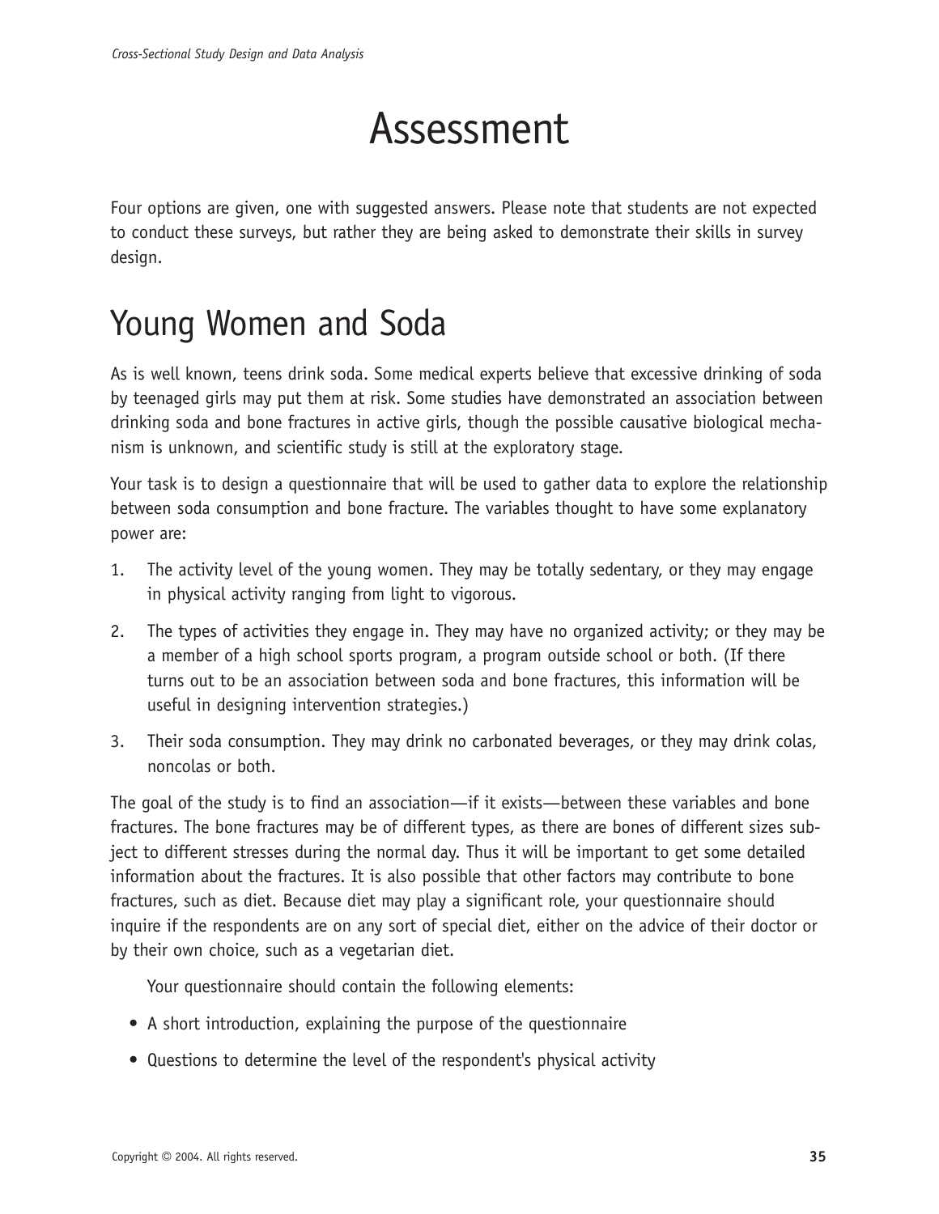# Assessment

Four options are given, one with suggested answers. Please note that students are not expected to conduct these surveys, but rather they are being asked to demonstrate their skills in survey design.

## Young Women and Soda

As is well known, teens drink soda. Some medical experts believe that excessive drinking of soda by teenaged girls may put them at risk. Some studies have demonstrated an association between drinking soda and bone fractures in active girls, though the possible causative biological mechanism is unknown, and scientific study is still at the exploratory stage.

Your task is to design a questionnaire that will be used to gather data to explore the relationship between soda consumption and bone fracture. The variables thought to have some explanatory power are:

1. The activity level of the young women. They may be totally sedentary, or they may engage in physical activity ranging from light to vigorous.
2. The types of activities they engage in. They may have no organized activity; or they may be a member of a high school sports program, a program outside school or both. (If there turns out to be an association between soda and bone fractures, this information will be useful in designing intervention strategies.)
3. Their soda consumption. They may drink no carbonated beverages, or they may drink colas, noncolas or both.

The goal of the study is to find an association—if it exists—between these variables and bone fractures. The bone fractures may be of different types, as there are bones of different sizes subject to different stresses during the normal day. Thus it will be important to get some detailed information about the fractures. It is also possible that other factors may contribute to bone fractures, such as diet. Because diet may play a significant role, your questionnaire should inquire if the respondents are on any sort of special diet, either on the advice of their doctor or by their own choice, such as a vegetarian diet.

Your questionnaire should contain the following elements:

- A short introduction, explaining the purpose of the questionnaire
- Questions to determine the level of the respondent's physical activity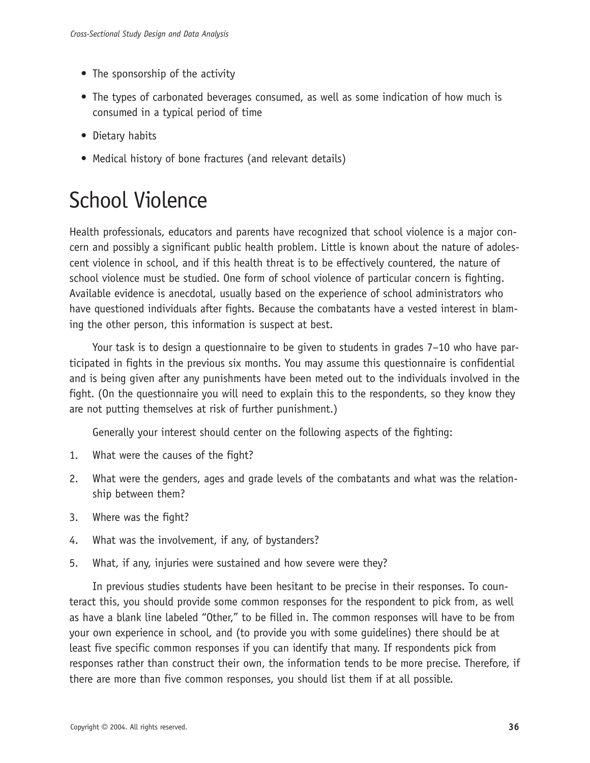- The sponsorship of the activity
- The types of carbonated beverages consumed, as well as some indication of how much is consumed in a typical period of time
- Dietary habits
- Medical history of bone fractures (and relevant details)

# School Violence

Health professionals, educators and parents have recognized that school violence is a major concern and possibly a significant public health problem. Little is known about the nature of adolescent violence in school, and if this health threat is to be effectively countered, the nature of school violence must be studied. One form of school violence of particular concern is fighting. Available evidence is anecdotal, usually based on the experience of school administrators who have questioned individuals after fights. Because the combatants have a vested interest in blaming the other person, this information is suspect at best.

Your task is to design a questionnaire to be given to students in grades 7–10 who have participated in fights in the previous six months. You may assume this questionnaire is confidential and is being given after any punishments have been meted out to the individuals involved in the fight. (On the questionnaire you will need to explain this to the respondents, so they know they are not putting themselves at risk of further punishment.)

Generally your interest should center on the following aspects of the fighting:

1. What were the causes of the fight?
2. What were the genders, ages and grade levels of the combatants and what was the relationship between them?
3. Where was the fight?
4. What was the involvement, if any, of bystanders?
5. What, if any, injuries were sustained and how severe were they?

In previous studies students have been hesitant to be precise in their responses. To counteract this, you should provide some common responses for the respondent to pick from, as well as have a blank line labeled "Other," to be filled in. The common responses will have to be from your own experience in school, and (to provide you with some guidelines) there should be at least five specific common responses if you can identify that many. If respondents pick from responses rather than construct their own, the information tends to be more precise. Therefore, if there are more than five common responses, you should list them if at all possible.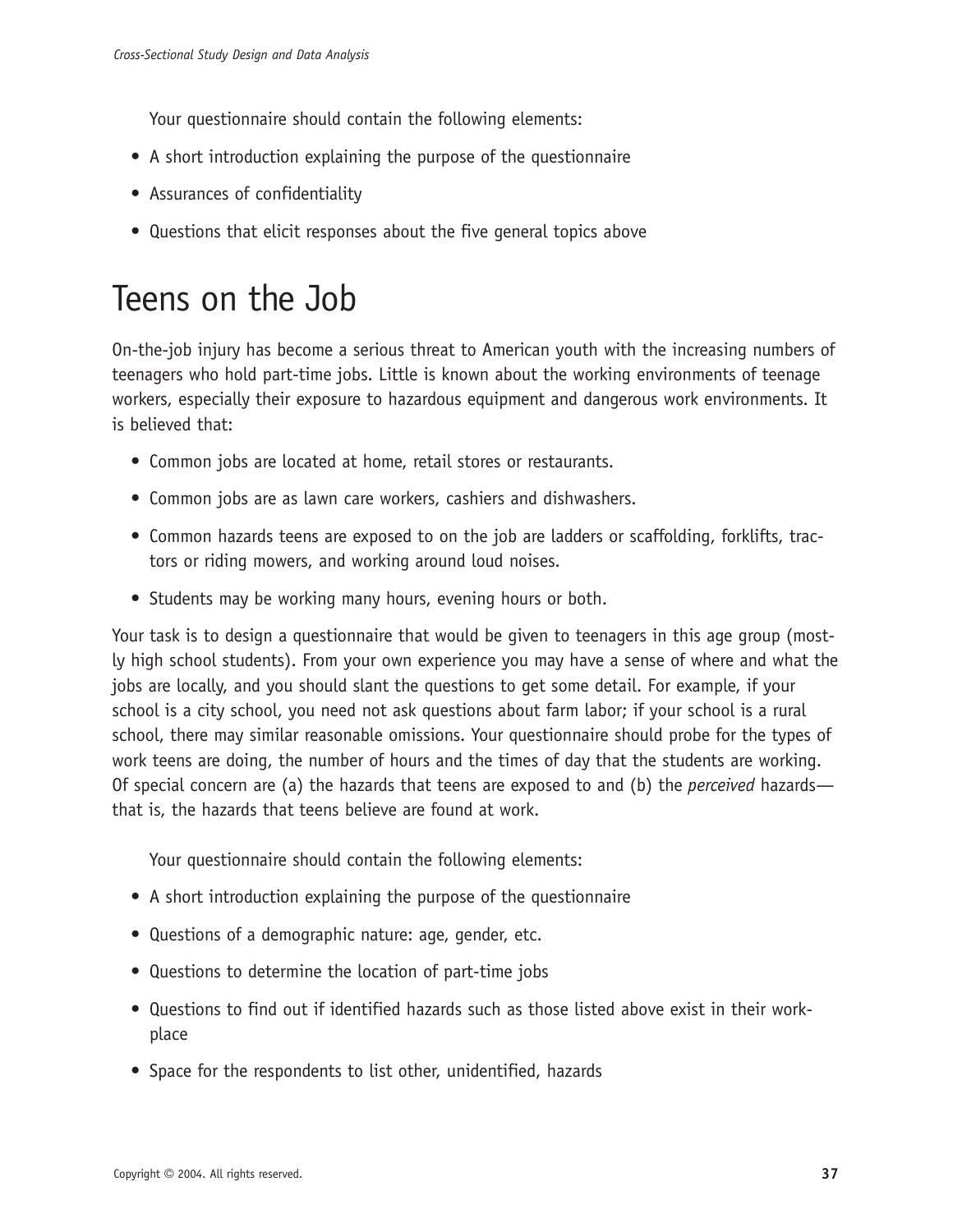Your questionnaire should contain the following elements:

- A short introduction explaining the purpose of the questionnaire
- Assurances of confidentiality
- Questions that elicit responses about the five general topics above

# Teens on the Job

On-the-job injury has become a serious threat to American youth with the increasing numbers of teenagers who hold part-time jobs. Little is known about the working environments of teenage workers, especially their exposure to hazardous equipment and dangerous work environments. It is believed that:

- Common jobs are located at home, retail stores or restaurants.
- Common jobs are as lawn care workers, cashiers and dishwashers.
- Common hazards teens are exposed to on the job are ladders or scaffolding, forklifts, tractors or riding mowers, and working around loud noises.
- Students may be working many hours, evening hours or both.

Your task is to design a questionnaire that would be given to teenagers in this age group (mostly high school students). From your own experience you may have a sense of where and what the jobs are locally, and you should slant the questions to get some detail. For example, if your school is a city school, you need not ask questions about farm labor; if your school is a rural school, there may similar reasonable omissions. Your questionnaire should probe for the types of work teens are doing, the number of hours and the times of day that the students are working. Of special concern are (a) the hazards that teens are exposed to and (b) the *perceived* hazards—that is, the hazards that teens believe are found at work.

Your questionnaire should contain the following elements:

- A short introduction explaining the purpose of the questionnaire
- Questions of a demographic nature: age, gender, etc.
- Questions to determine the location of part-time jobs
- Questions to find out if identified hazards such as those listed above exist in their workplace
- Space for the respondents to list other, unidentified, hazards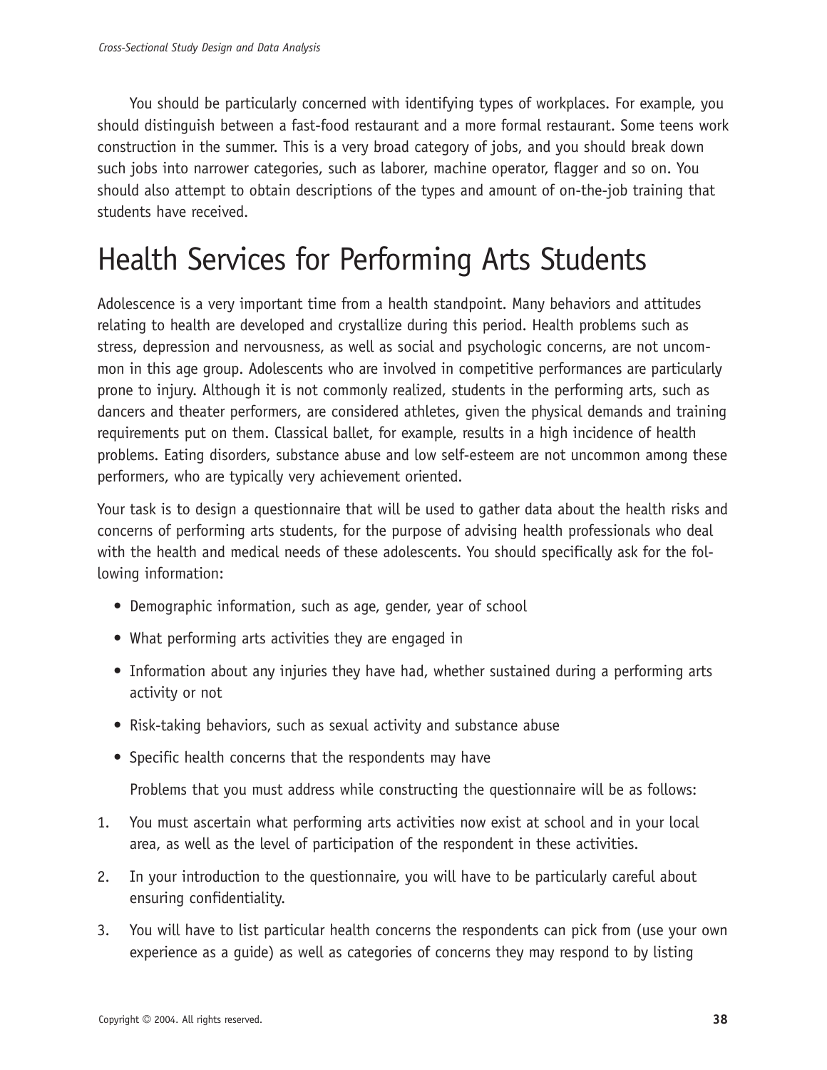You should be particularly concerned with identifying types of workplaces. For example, you should distinguish between a fast-food restaurant and a more formal restaurant. Some teens work construction in the summer. This is a very broad category of jobs, and you should break down such jobs into narrower categories, such as laborer, machine operator, flagger and so on. You should also attempt to obtain descriptions of the types and amount of on-the-job training that students have received.

# Health Services for Performing Arts Students

Adolescence is a very important time from a health standpoint. Many behaviors and attitudes relating to health are developed and crystallize during this period. Health problems such as stress, depression and nervousness, as well as social and psychologic concerns, are not uncommon in this age group. Adolescents who are involved in competitive performances are particularly prone to injury. Although it is not commonly realized, students in the performing arts, such as dancers and theater performers, are considered athletes, given the physical demands and training requirements put on them. Classical ballet, for example, results in a high incidence of health problems. Eating disorders, substance abuse and low self-esteem are not uncommon among these performers, who are typically very achievement oriented.

Your task is to design a questionnaire that will be used to gather data about the health risks and concerns of performing arts students, for the purpose of advising health professionals who deal with the health and medical needs of these adolescents. You should specifically ask for the following information:

- Demographic information, such as age, gender, year of school
- What performing arts activities they are engaged in
- Information about any injuries they have had, whether sustained during a performing arts activity or not
- Risk-taking behaviors, such as sexual activity and substance abuse
- Specific health concerns that the respondents may have

Problems that you must address while constructing the questionnaire will be as follows:

1. You must ascertain what performing arts activities now exist at school and in your local area, as well as the level of participation of the respondent in these activities.
2. In your introduction to the questionnaire, you will have to be particularly careful about ensuring confidentiality.
3. You will have to list particular health concerns the respondents can pick from (use your own experience as a guide) as well as categories of concerns they may respond to by listing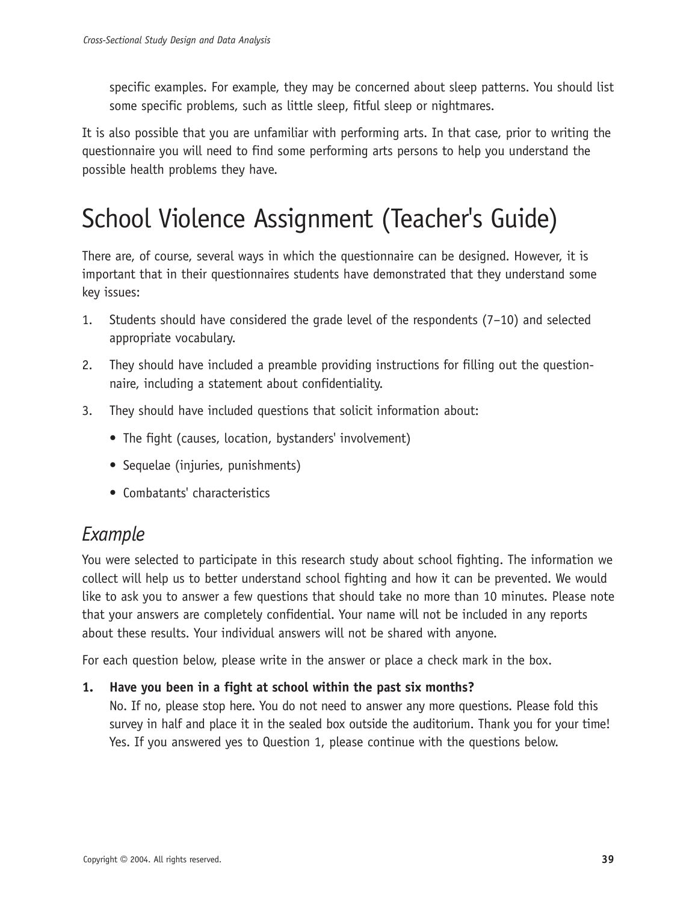specific examples. For example, they may be concerned about sleep patterns. You should list some specific problems, such as little sleep, fitful sleep or nightmares.

It is also possible that you are unfamiliar with performing arts. In that case, prior to writing the questionnaire you will need to find some performing arts persons to help you understand the possible health problems they have.

# School Violence Assignment (Teacher's Guide)

There are, of course, several ways in which the questionnaire can be designed. However, it is important that in their questionnaires students have demonstrated that they understand some key issues:

1. Students should have considered the grade level of the respondents (7–10) and selected appropriate vocabulary.
2. They should have included a preamble providing instructions for filling out the questionnaire, including a statement about confidentiality.
3. They should have included questions that solicit information about:
   - The fight (causes, location, bystanders' involvement)
   - Sequelae (injuries, punishments)
   - Combatants' characteristics

## *Example*

You were selected to participate in this research study about school fighting. The information we collect will help us to better understand school fighting and how it can be prevented. We would like to ask you to answer a few questions that should take no more than 10 minutes. Please note that your answers are completely confidential. Your name will not be included in any reports about these results. Your individual answers will not be shared with anyone.

For each question below, please write in the answer or place a check mark in the box.

**1. Have you been in a fight at school within the past six months?**
No. If no, please stop here. You do not need to answer any more questions. Please fold this survey in half and place it in the sealed box outside the auditorium. Thank you for your time!
Yes. If you answered yes to Question 1, please continue with the questions below.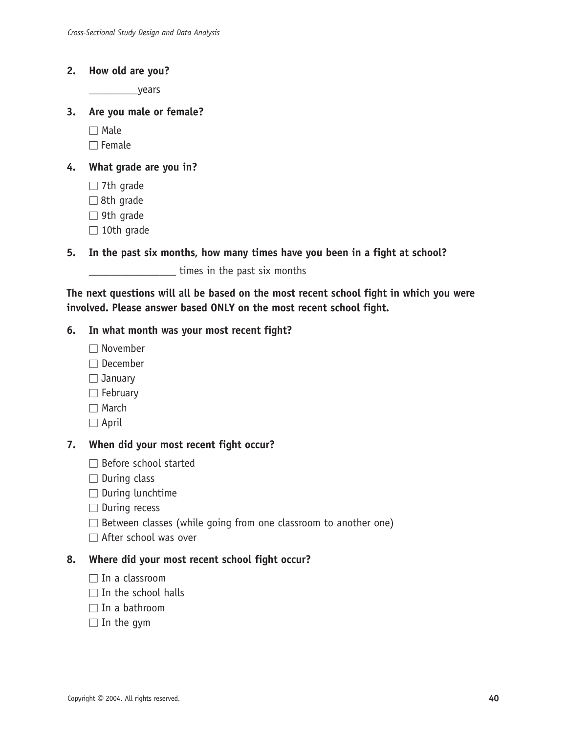2. **How old are you?**

   __________years

3. **Are you male or female?**

   ☐ Male
   ☐ Female

4. **What grade are you in?**

   ☐ 7th grade
   ☐ 8th grade
   ☐ 9th grade
   ☐ 10th grade

5. **In the past six months, how many times have you been in a fight at school?**

   _________________ times in the past six months

**The next questions will all be based on the most recent school fight in which you were involved. Please answer based ONLY on the most recent school fight.**

6. **In what month was your most recent fight?**

   ☐ November
   ☐ December
   ☐ January
   ☐ February
   ☐ March
   ☐ April

7. **When did your most recent fight occur?**

   ☐ Before school started
   ☐ During class
   ☐ During lunchtime
   ☐ During recess
   ☐ Between classes (while going from one classroom to another one)
   ☐ After school was over

8. **Where did your most recent school fight occur?**

   ☐ In a classroom
   ☐ In the school halls
   ☐ In a bathroom
   ☐ In the gym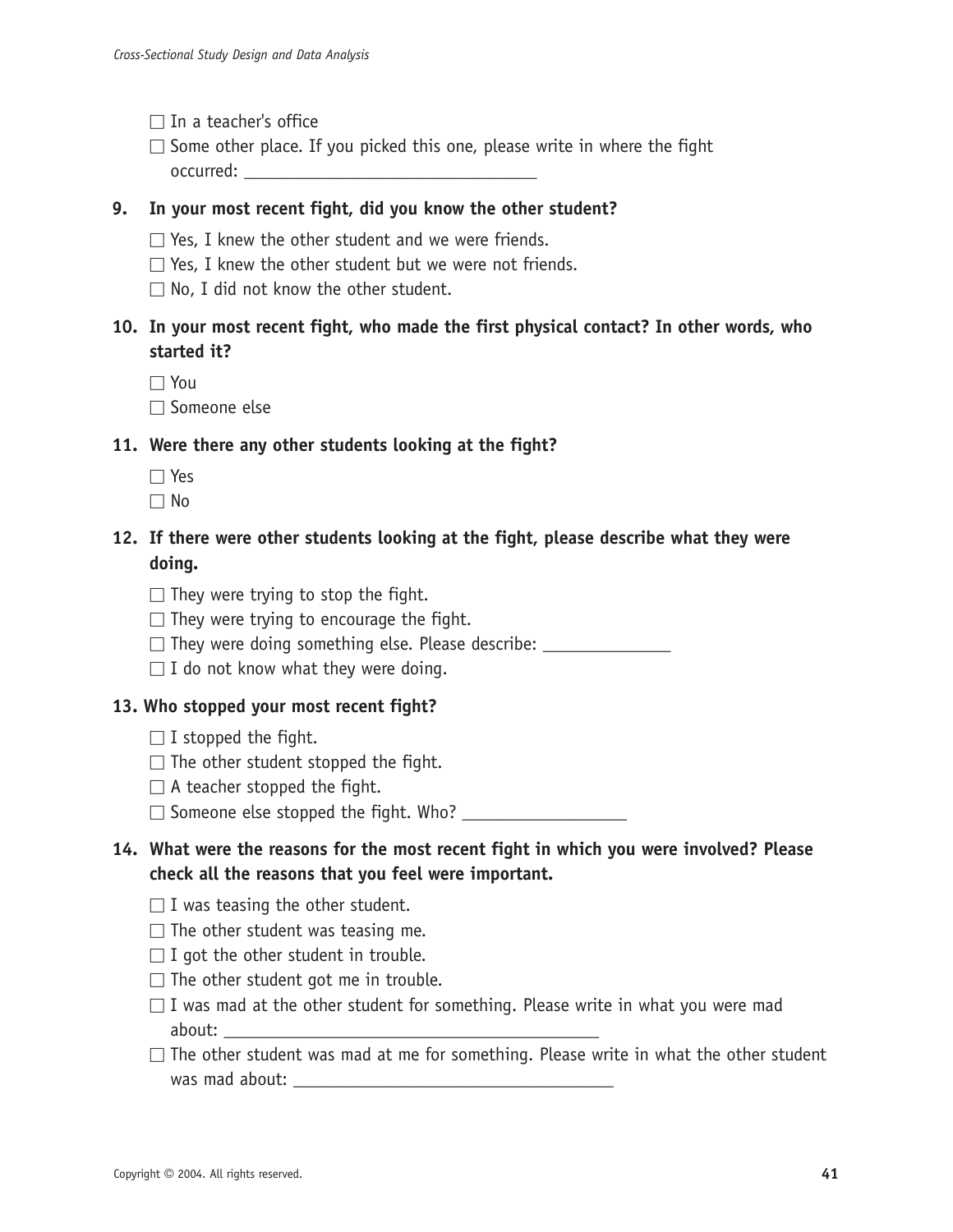- ☐ In a teacher's office
- ☐ Some other place. If you picked this one, please write in where the fight occurred: ________________________________

**9. In your most recent fight, did you know the other student?**

- ☐ Yes, I knew the other student and we were friends.
- ☐ Yes, I knew the other student but we were not friends.
- ☐ No, I did not know the other student.

**10. In your most recent fight, who made the first physical contact? In other words, who started it?**

- ☐ You
- ☐ Someone else

**11. Were there any other students looking at the fight?**

- ☐ Yes
- ☐ No

**12. If there were other students looking at the fight, please describe what they were doing.**

- ☐ They were trying to stop the fight.
- ☐ They were trying to encourage the fight.
- ☐ They were doing something else. Please describe: ______________
- ☐ I do not know what they were doing.

**13. Who stopped your most recent fight?**

- ☐ I stopped the fight.
- ☐ The other student stopped the fight.
- ☐ A teacher stopped the fight.
- ☐ Someone else stopped the fight. Who? __________________

**14. What were the reasons for the most recent fight in which you were involved? Please check all the reasons that you feel were important.**

- ☐ I was teasing the other student.
- ☐ The other student was teasing me.
- ☐ I got the other student in trouble.
- ☐ The other student got me in trouble.
- ☐ I was mad at the other student for something. Please write in what you were mad about: __________________________________________
- ☐ The other student was mad at me for something. Please write in what the other student was mad about: ____________________________________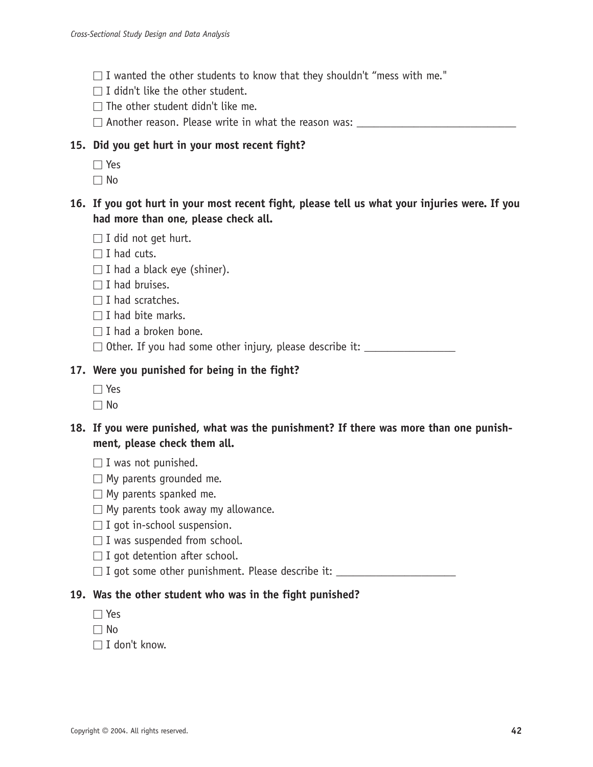- ☐ I wanted the other students to know that they shouldn't "mess with me."
- ☐ I didn't like the other student.
- ☐ The other student didn't like me.
- ☐ Another reason. Please write in what the reason was: ____________________________

**15. Did you get hurt in your most recent fight?**

- ☐ Yes
- ☐ No

**16. If you got hurt in your most recent fight, please tell us what your injuries were. If you had more than one, please check all.**

- ☐ I did not get hurt.
- ☐ I had cuts.
- ☐ I had a black eye (shiner).
- ☐ I had bruises.
- ☐ I had scratches.
- ☐ I had bite marks.
- ☐ I had a broken bone.
- ☐ Other. If you had some other injury, please describe it: ________________

**17. Were you punished for being in the fight?**

- ☐ Yes
- ☐ No

**18. If you were punished, what was the punishment? If there was more than one punishment, please check them all.**

- ☐ I was not punished.
- ☐ My parents grounded me.
- ☐ My parents spanked me.
- ☐ My parents took away my allowance.
- ☐ I got in-school suspension.
- ☐ I was suspended from school.
- ☐ I got detention after school.
- ☐ I got some other punishment. Please describe it: ____________________

**19. Was the other student who was in the fight punished?**

- ☐ Yes
- ☐ No
- ☐ I don't know.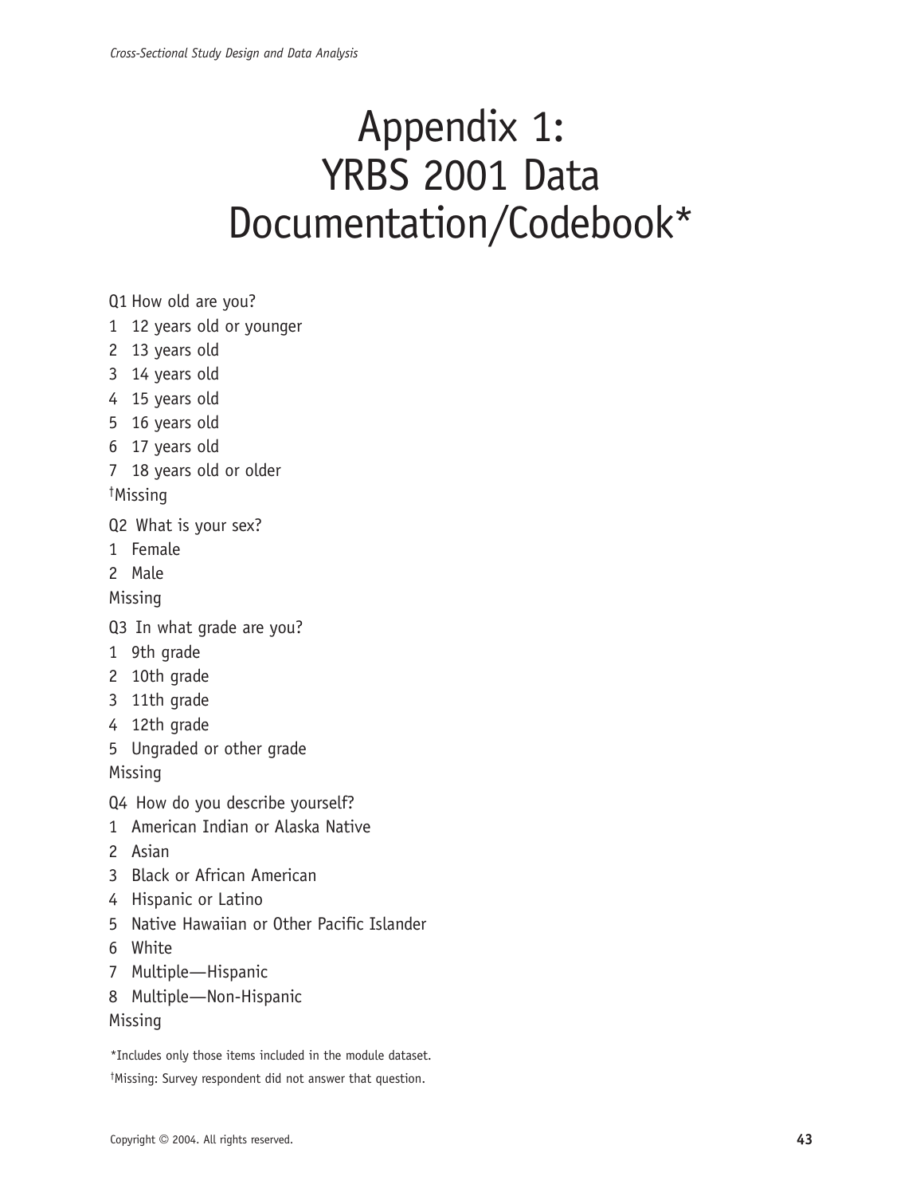# Appendix 1: YRBS 2001 Data Documentation/Codebook*

Q1 How old are you?
1 12 years old or younger
2 13 years old
3 14 years old
4 15 years old
5 16 years old
6 17 years old
7 18 years old or older
[†]Missing

Q2 What is your sex?
1 Female
2 Male
Missing

Q3 In what grade are you?
1 9th grade
2 10th grade
3 11th grade
4 12th grade
5 Ungraded or other grade
Missing

Q4 How do you describe yourself?
1 American Indian or Alaska Native
2 Asian
3 Black or African American
4 Hispanic or Latino
5 Native Hawaiian or Other Pacific Islander
6 White
7 Multiple—Hispanic
8 Multiple—Non-Hispanic
Missing

*Includes only those items included in the module dataset.

[†]Missing: Survey respondent did not answer that question.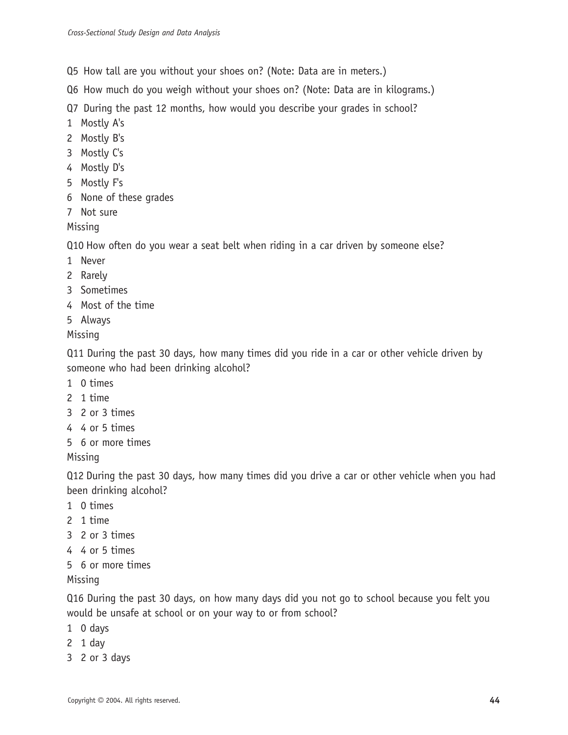Q5 How tall are you without your shoes on? (Note: Data are in meters.)

Q6 How much do you weigh without your shoes on? (Note: Data are in kilograms.)

Q7 During the past 12 months, how would you describe your grades in school?

1 Mostly A's
2 Mostly B's
3 Mostly C's
4 Mostly D's
5 Mostly F's
6 None of these grades
7 Not sure
Missing

Q10 How often do you wear a seat belt when riding in a car driven by someone else?

1 Never
2 Rarely
3 Sometimes
4 Most of the time
5 Always
Missing

Q11 During the past 30 days, how many times did you ride in a car or other vehicle driven by someone who had been drinking alcohol?

1 0 times
2 1 time
3 2 or 3 times
4 4 or 5 times
5 6 or more times
Missing

Q12 During the past 30 days, how many times did you drive a car or other vehicle when you had been drinking alcohol?

1 0 times
2 1 time
3 2 or 3 times
4 4 or 5 times
5 6 or more times
Missing

Q16 During the past 30 days, on how many days did you not go to school because you felt you would be unsafe at school or on your way to or from school?

1 0 days
2 1 day
3 2 or 3 days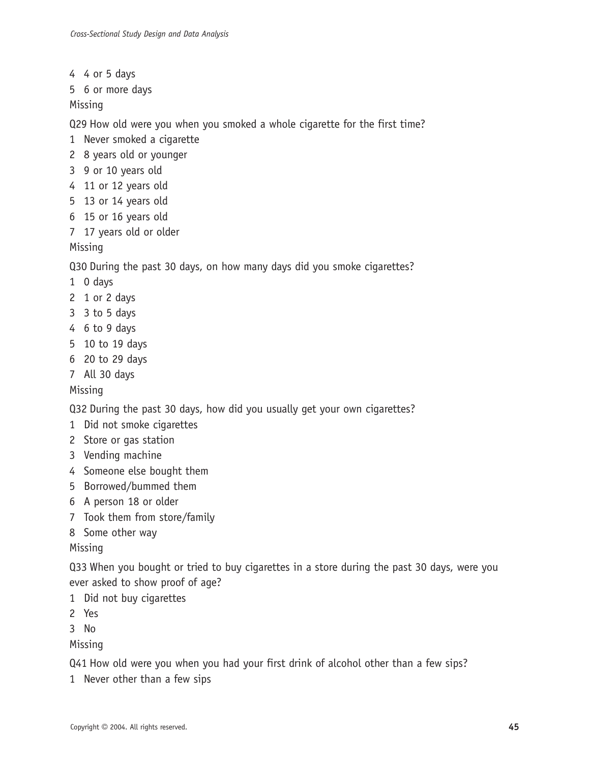4 4 or 5 days
5 6 or more days
Missing

Q29 How old were you when you smoked a whole cigarette for the first time?
1 Never smoked a cigarette
2 8 years old or younger
3 9 or 10 years old
4 11 or 12 years old
5 13 or 14 years old
6 15 or 16 years old
7 17 years old or older
Missing

Q30 During the past 30 days, on how many days did you smoke cigarettes?
1 0 days
2 1 or 2 days
3 3 to 5 days
4 6 to 9 days
5 10 to 19 days
6 20 to 29 days
7 All 30 days
Missing

Q32 During the past 30 days, how did you usually get your own cigarettes?
1 Did not smoke cigarettes
2 Store or gas station
3 Vending machine
4 Someone else bought them
5 Borrowed/bummed them
6 A person 18 or older
7 Took them from store/family
8 Some other way
Missing

Q33 When you bought or tried to buy cigarettes in a store during the past 30 days, were you ever asked to show proof of age?
1 Did not buy cigarettes
2 Yes
3 No
Missing

Q41 How old were you when you had your first drink of alcohol other than a few sips?
1 Never other than a few sips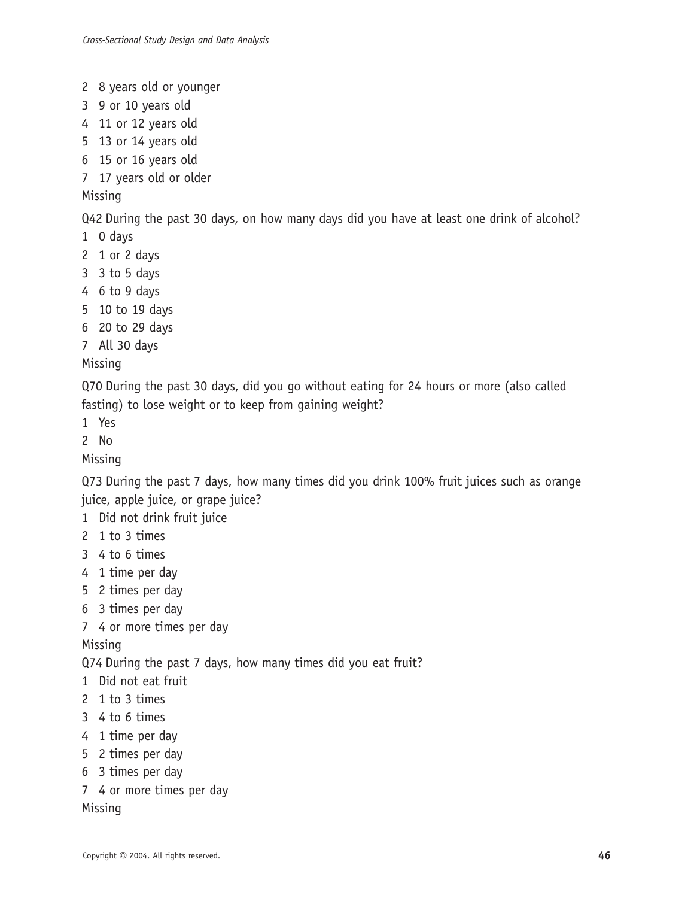2 8 years old or younger
3 9 or 10 years old
4 11 or 12 years old
5 13 or 14 years old
6 15 or 16 years old
7 17 years old or older
Missing

Q42 During the past 30 days, on how many days did you have at least one drink of alcohol?
1 0 days
2 1 or 2 days
3 3 to 5 days
4 6 to 9 days
5 10 to 19 days
6 20 to 29 days
7 All 30 days
Missing

Q70 During the past 30 days, did you go without eating for 24 hours or more (also called fasting) to lose weight or to keep from gaining weight?
1 Yes
2 No
Missing

Q73 During the past 7 days, how many times did you drink 100% fruit juices such as orange juice, apple juice, or grape juice?
1 Did not drink fruit juice
2 1 to 3 times
3 4 to 6 times
4 1 time per day
5 2 times per day
6 3 times per day
7 4 or more times per day
Missing

Q74 During the past 7 days, how many times did you eat fruit?
1 Did not eat fruit
2 1 to 3 times
3 4 to 6 times
4 1 time per day
5 2 times per day
6 3 times per day
7 4 or more times per day
Missing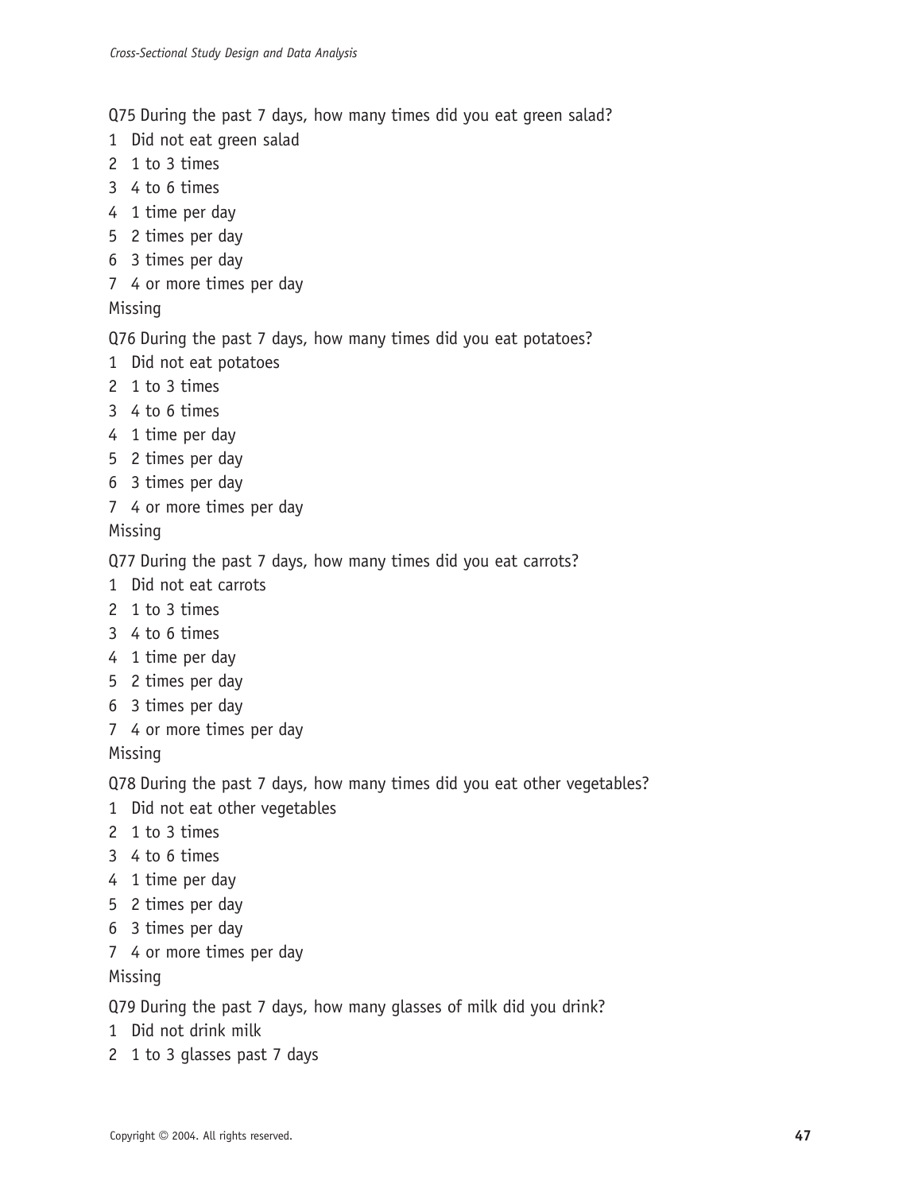Q75 During the past 7 days, how many times did you eat green salad?

1 Did not eat green salad
2 1 to 3 times
3 4 to 6 times
4 1 time per day
5 2 times per day
6 3 times per day
7 4 or more times per day
Missing

Q76 During the past 7 days, how many times did you eat potatoes?

1 Did not eat potatoes
2 1 to 3 times
3 4 to 6 times
4 1 time per day
5 2 times per day
6 3 times per day
7 4 or more times per day
Missing

Q77 During the past 7 days, how many times did you eat carrots?

1 Did not eat carrots
2 1 to 3 times
3 4 to 6 times
4 1 time per day
5 2 times per day
6 3 times per day
7 4 or more times per day
Missing

Q78 During the past 7 days, how many times did you eat other vegetables?

1 Did not eat other vegetables
2 1 to 3 times
3 4 to 6 times
4 1 time per day
5 2 times per day
6 3 times per day
7 4 or more times per day
Missing

Q79 During the past 7 days, how many glasses of milk did you drink?

1 Did not drink milk
2 1 to 3 glasses past 7 days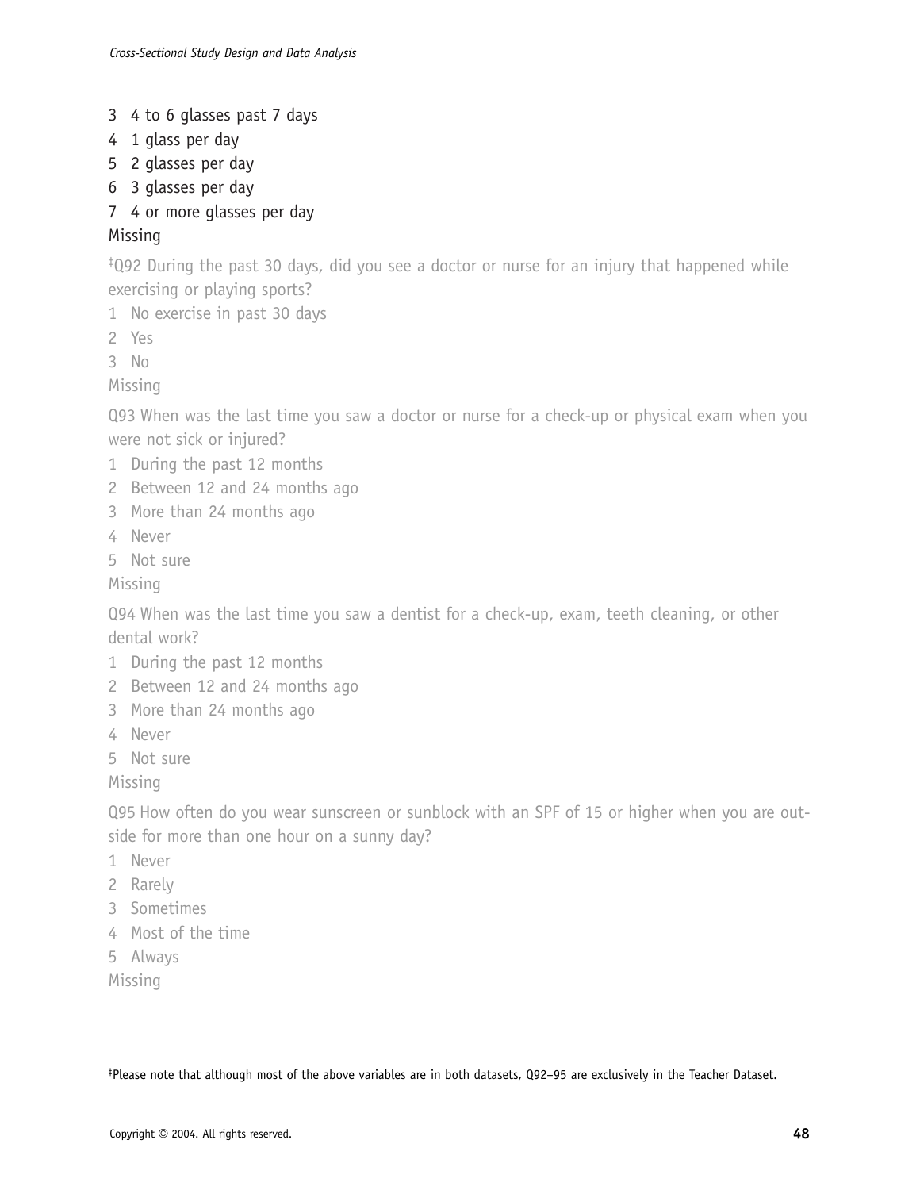3 4 to 6 glasses past 7 days
4 1 glass per day
5 2 glasses per day
6 3 glasses per day
7 4 or more glasses per day
Missing

‡Q92 During the past 30 days, did you see a doctor or nurse for an injury that happened while exercising or playing sports?
1 No exercise in past 30 days
2 Yes
3 No
Missing

Q93 When was the last time you saw a doctor or nurse for a check-up or physical exam when you were not sick or injured?
1 During the past 12 months
2 Between 12 and 24 months ago
3 More than 24 months ago
4 Never
5 Not sure
Missing

Q94 When was the last time you saw a dentist for a check-up, exam, teeth cleaning, or other dental work?
1 During the past 12 months
2 Between 12 and 24 months ago
3 More than 24 months ago
4 Never
5 Not sure
Missing

Q95 How often do you wear sunscreen or sunblock with an SPF of 15 or higher when you are outside for more than one hour on a sunny day?
1 Never
2 Rarely
3 Sometimes
4 Most of the time
5 Always
Missing

‡Please note that although most of the above variables are in both datasets, Q92–95 are exclusively in the Teacher Dataset.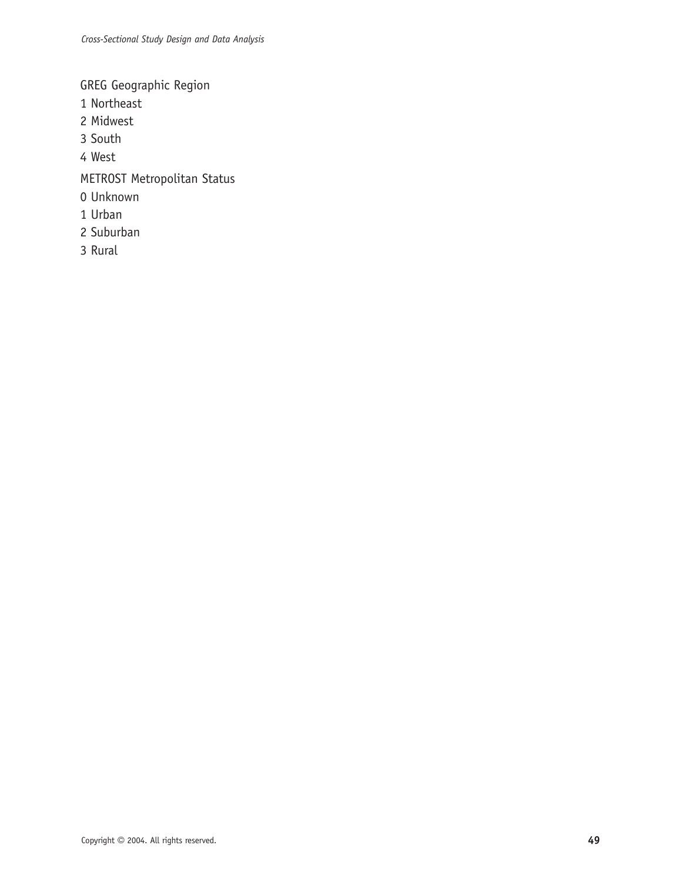GREG Geographic Region

1 Northeast

2 Midwest

3 South

4 West

METROST Metropolitan Status

0 Unknown

1 Urban

2 Suburban

3 Rural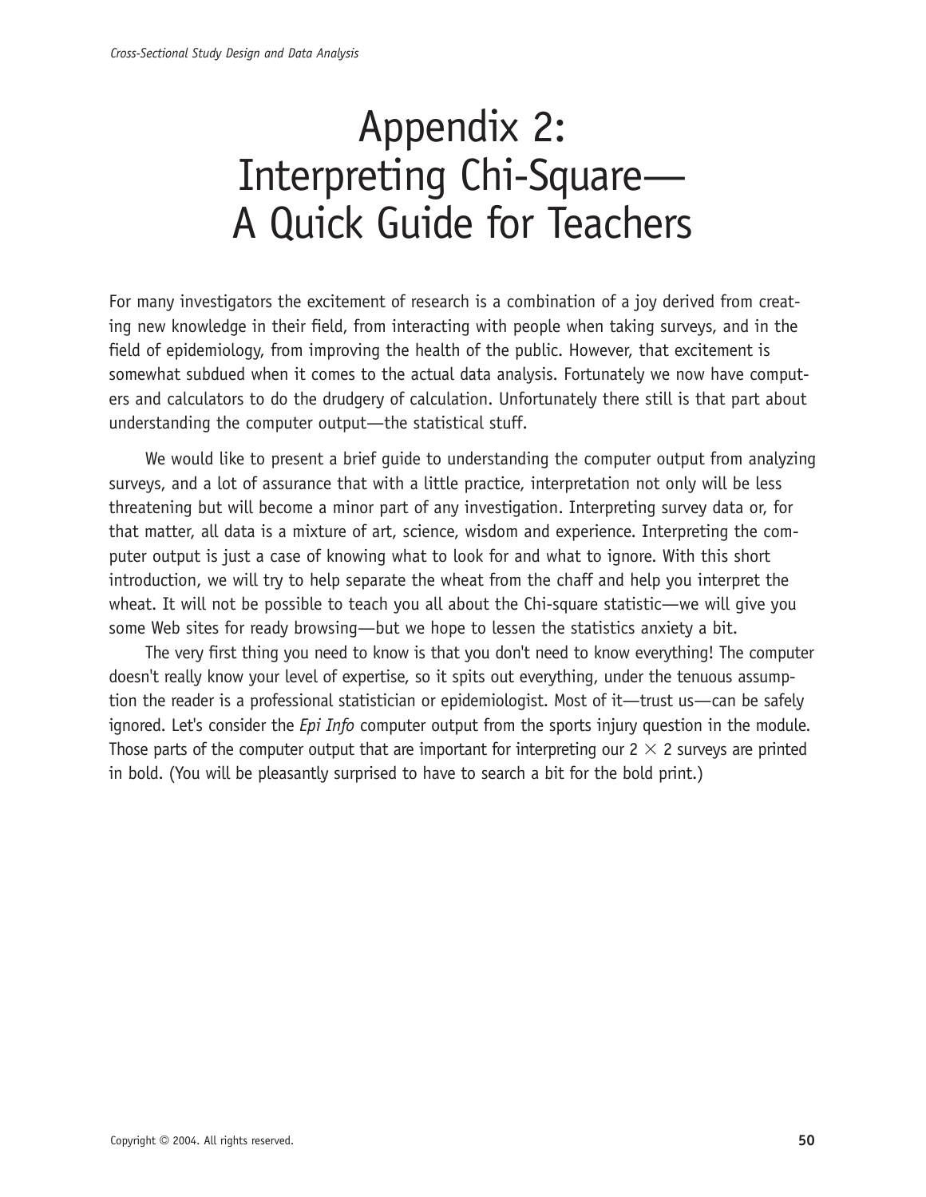# Appendix 2: Interpreting Chi-Square— A Quick Guide for Teachers

For many investigators the excitement of research is a combination of a joy derived from creating new knowledge in their field, from interacting with people when taking surveys, and in the field of epidemiology, from improving the health of the public. However, that excitement is somewhat subdued when it comes to the actual data analysis. Fortunately we now have computers and calculators to do the drudgery of calculation. Unfortunately there still is that part about understanding the computer output—the statistical stuff.

We would like to present a brief guide to understanding the computer output from analyzing surveys, and a lot of assurance that with a little practice, interpretation not only will be less threatening but will become a minor part of any investigation. Interpreting survey data or, for that matter, all data is a mixture of art, science, wisdom and experience. Interpreting the computer output is just a case of knowing what to look for and what to ignore. With this short introduction, we will try to help separate the wheat from the chaff and help you interpret the wheat. It will not be possible to teach you all about the Chi-square statistic—we will give you some Web sites for ready browsing—but we hope to lessen the statistics anxiety a bit.

The very first thing you need to know is that you don't need to know everything! The computer doesn't really know your level of expertise, so it spits out everything, under the tenuous assumption the reader is a professional statistician or epidemiologist. Most of it—trust us—can be safely ignored. Let's consider the *Epi Info* computer output from the sports injury question in the module. Those parts of the computer output that are important for interpreting our $2 \times 2$ surveys are printed in bold. (You will be pleasantly surprised to have to search a bit for the bold print.)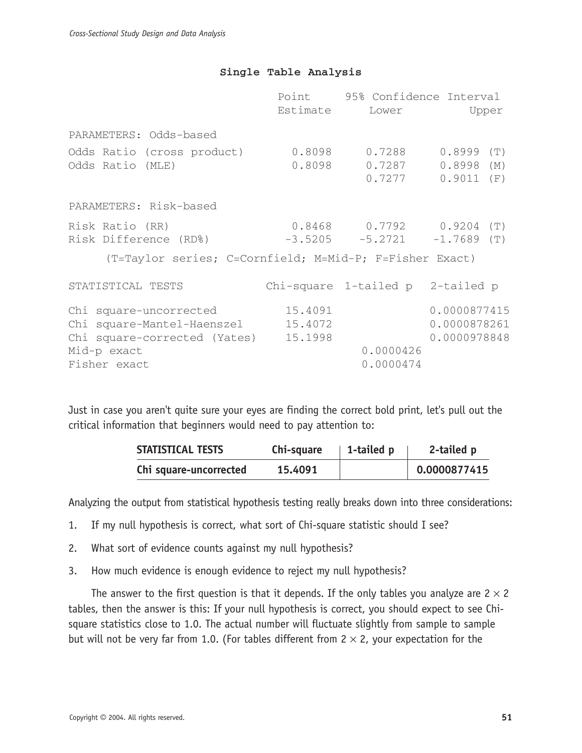**Single Table Analysis**

| | Point Estimate | 95% Confidence Interval Lower | Upper |
|---|---|---|---|
| PARAMETERS: Odds-based | | | |
| Odds Ratio (cross product) | 0.8098 | 0.7288 | 0.8999 (T) |
| Odds Ratio (MLE) | 0.8098 | 0.7287 | 0.8998 (M) |
| | | 0.7277 | 0.9011 (F) |
| PARAMETERS: Risk-based | | | |
| Risk Ratio (RR) | 0.8468 | 0.7792 | 0.9204 (T) |
| Risk Difference (RD%) | -3.5205 | -5.2721 | -1.7689 (T) |

(T=Taylor series; C=Cornfield; M=Mid-P; F=Fisher Exact)

| STATISTICAL TESTS | Chi-square | 1-tailed p | 2-tailed p |
|---|---|---|---|
| Chi square-uncorrected | 15.4091 | | 0.0000877415 |
| Chi square-Mantel-Haenszel | 15.4072 | | 0.0000878261 |
| Chi square-corrected (Yates) | 15.1998 | | 0.0000978848 |
| Mid-p exact | | 0.0000426 | |
| Fisher exact | | 0.0000474 | |

Just in case you aren't quite sure your eyes are finding the correct bold print, let's pull out the critical information that beginners would need to pay attention to:

| **STATISTICAL TESTS** | **Chi-square** | **1-tailed p** | **2-tailed p** |
|---|---|---|---|
| **Chi square-uncorrected** | **15.4091** | | **0.0000877415** |

Analyzing the output from statistical hypothesis testing really breaks down into three considerations:

1. If my null hypothesis is correct, what sort of Chi-square statistic should I see?
2. What sort of evidence counts against my null hypothesis?
3. How much evidence is enough evidence to reject my null hypothesis?

The answer to the first question is that it depends. If the only tables you analyze are $2 \times 2$ tables, then the answer is this: If your null hypothesis is correct, you should expect to see Chi-square statistics close to 1.0. The actual number will fluctuate slightly from sample to sample but will not be very far from 1.0. (For tables different from $2 \times 2$, your expectation for the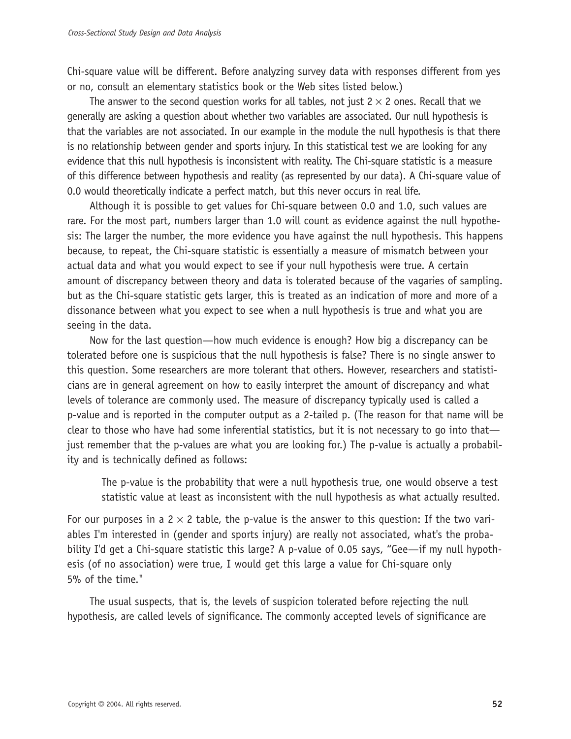Chi-square value will be different. Before analyzing survey data with responses different from yes or no, consult an elementary statistics book or the Web sites listed below.)

The answer to the second question works for all tables, not just $2 \times 2$ ones. Recall that we generally are asking a question about whether two variables are associated. Our null hypothesis is that the variables are not associated. In our example in the module the null hypothesis is that there is no relationship between gender and sports injury. In this statistical test we are looking for any evidence that this null hypothesis is inconsistent with reality. The Chi-square statistic is a measure of this difference between hypothesis and reality (as represented by our data). A Chi-square value of 0.0 would theoretically indicate a perfect match, but this never occurs in real life.

Although it is possible to get values for Chi-square between 0.0 and 1.0, such values are rare. For the most part, numbers larger than 1.0 will count as evidence against the null hypothesis: The larger the number, the more evidence you have against the null hypothesis. This happens because, to repeat, the Chi-square statistic is essentially a measure of mismatch between your actual data and what you would expect to see if your null hypothesis were true. A certain amount of discrepancy between theory and data is tolerated because of the vagaries of sampling. but as the Chi-square statistic gets larger, this is treated as an indication of more and more of a dissonance between what you expect to see when a null hypothesis is true and what you are seeing in the data.

Now for the last question—how much evidence is enough? How big a discrepancy can be tolerated before one is suspicious that the null hypothesis is false? There is no single answer to this question. Some researchers are more tolerant that others. However, researchers and statisticians are in general agreement on how to easily interpret the amount of discrepancy and what levels of tolerance are commonly used. The measure of discrepancy typically used is called a p-value and is reported in the computer output as a 2-tailed p. (The reason for that name will be clear to those who have had some inferential statistics, but it is not necessary to go into that—just remember that the p-values are what you are looking for.) The p-value is actually a probability and is technically defined as follows:

> The p-value is the probability that were a null hypothesis true, one would observe a test statistic value at least as inconsistent with the null hypothesis as what actually resulted.

For our purposes in a $2 \times 2$ table, the p-value is the answer to this question: If the two variables I'm interested in (gender and sports injury) are really not associated, what's the probability I'd get a Chi-square statistic this large? A p-value of 0.05 says, "Gee—if my null hypothesis (of no association) were true, I would get this large a value for Chi-square only 5% of the time."

The usual suspects, that is, the levels of suspicion tolerated before rejecting the null hypothesis, are called levels of significance. The commonly accepted levels of significance are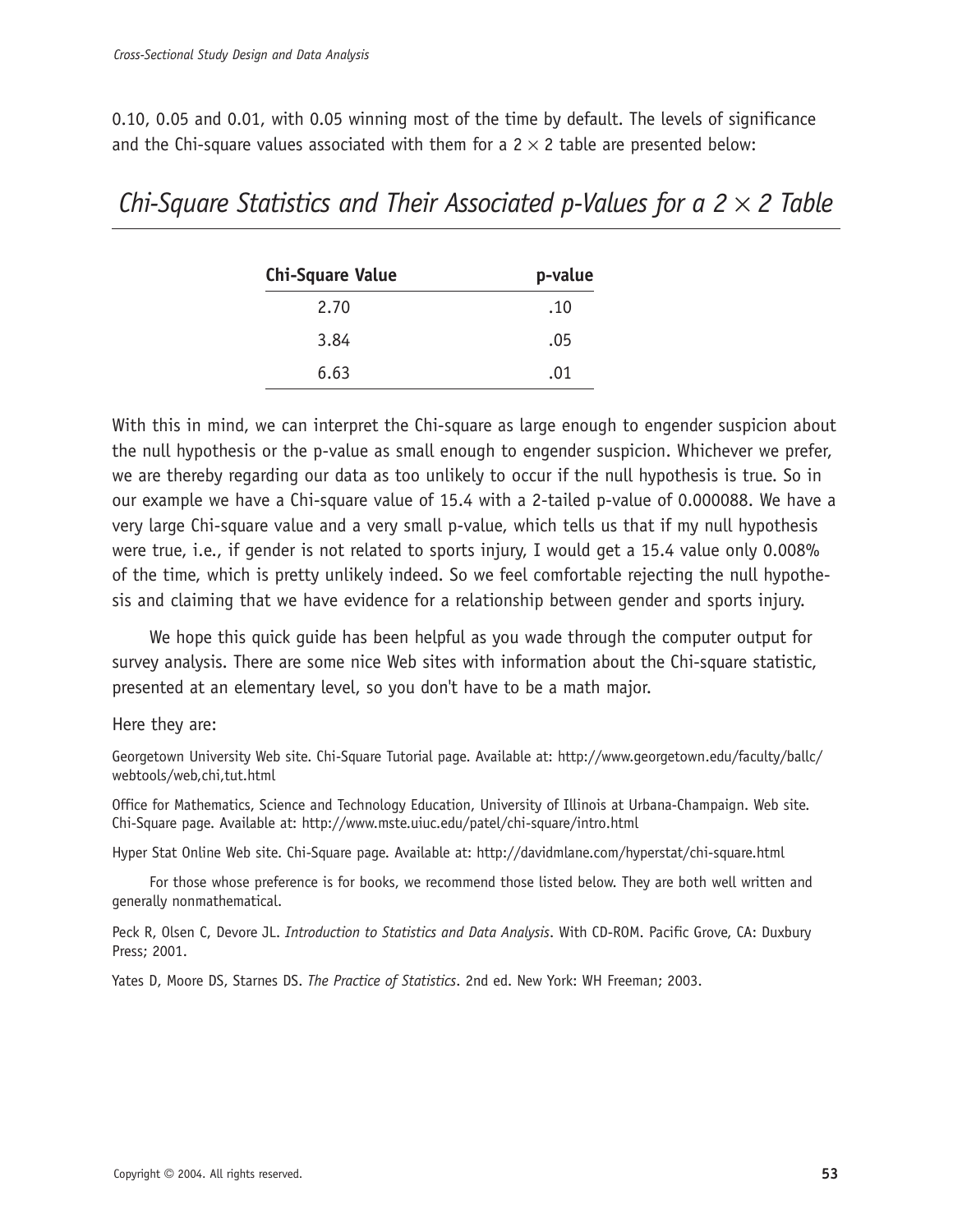0.10, 0.05 and 0.01, with 0.05 winning most of the time by default. The levels of significance and the Chi-square values associated with them for a 2 × 2 table are presented below:

## *Chi-Square Statistics and Their Associated p-Values for a 2 × 2 Table*

| Chi-Square Value | p-value |
|---|---|
| 2.70 | .10 |
| 3.84 | .05 |
| 6.63 | .01 |

With this in mind, we can interpret the Chi-square as large enough to engender suspicion about the null hypothesis or the p-value as small enough to engender suspicion. Whichever we prefer, we are thereby regarding our data as too unlikely to occur if the null hypothesis is true. So in our example we have a Chi-square value of 15.4 with a 2-tailed p-value of 0.000088. We have a very large Chi-square value and a very small p-value, which tells us that if my null hypothesis were true, i.e., if gender is not related to sports injury, I would get a 15.4 value only 0.008% of the time, which is pretty unlikely indeed. So we feel comfortable rejecting the null hypothesis and claiming that we have evidence for a relationship between gender and sports injury.

We hope this quick guide has been helpful as you wade through the computer output for survey analysis. There are some nice Web sites with information about the Chi-square statistic, presented at an elementary level, so you don't have to be a math major.

Here they are:

Georgetown University Web site. Chi-Square Tutorial page. Available at: http://www.georgetown.edu/faculty/ballc/webtools/web,chi,tut.html

Office for Mathematics, Science and Technology Education, University of Illinois at Urbana-Champaign. Web site. Chi-Square page. Available at: http://www.mste.uiuc.edu/patel/chi-square/intro.html

Hyper Stat Online Web site. Chi-Square page. Available at: http://davidmlane.com/hyperstat/chi-square.html

For those whose preference is for books, we recommend those listed below. They are both well written and generally nonmathematical.

Peck R, Olsen C, Devore JL. *Introduction to Statistics and Data Analysis*. With CD-ROM. Pacific Grove, CA: Duxbury Press; 2001.

Yates D, Moore DS, Starnes DS. *The Practice of Statistics*. 2nd ed. New York: WH Freeman; 2003.